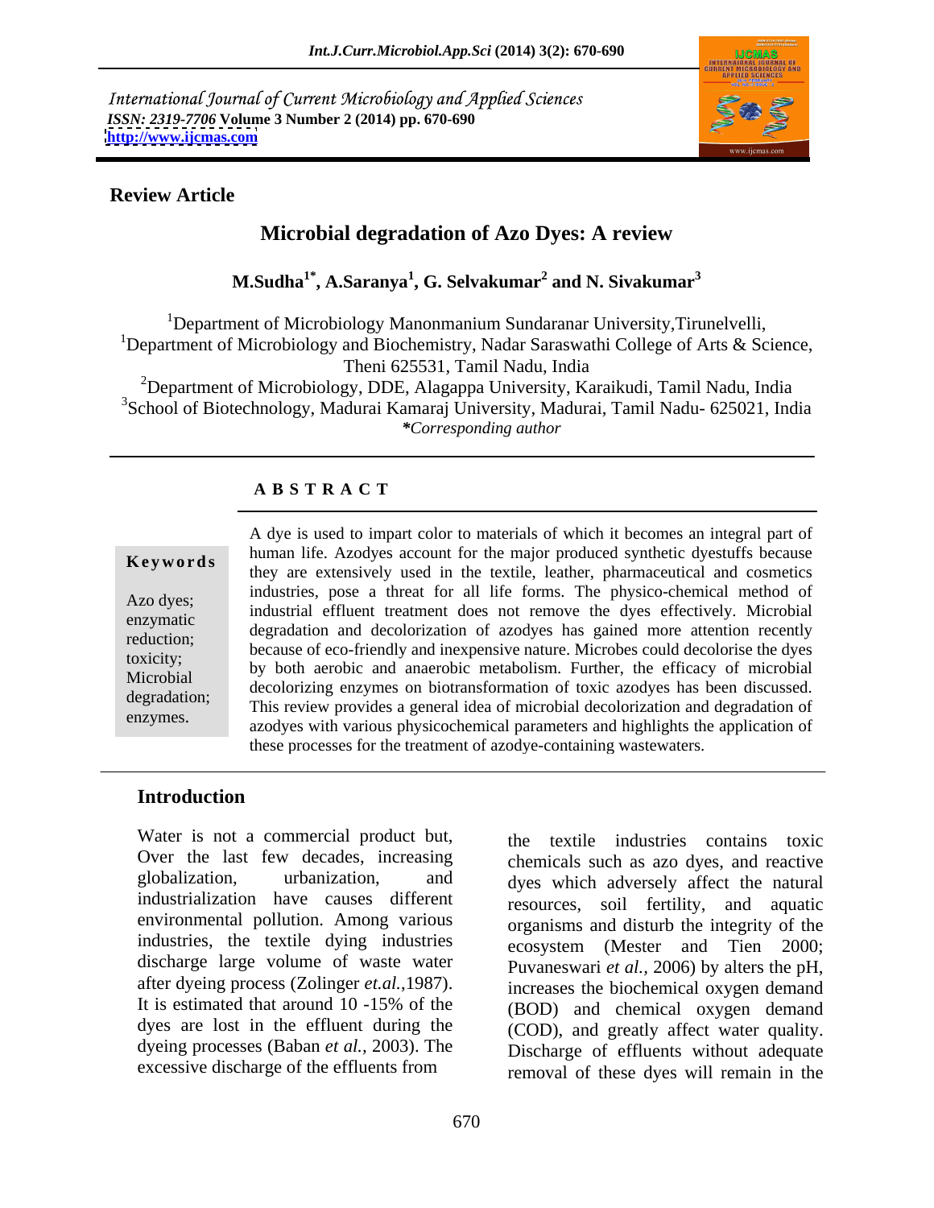International Journal of Current Microbiology and Applied Sciences
*ISSN: 2319-7706* **Volume 3 Number 2 (2014) pp. 670-690**
**http://www.ijcmas.com**

**Review Article**

# Microbial degradation of Azo Dyes: A review

**M.Sudha[1*], A.Saranya[1], G. Selvakumar[2] and N. Sivakumar[3]**

[1]Department of Microbiology Manonmanium Sundaranar University,Tirunelveli,
[1]Department of Microbiology and Biochemistry, Nadar Saraswathi College of Arts & Science, Theni 625531, Tamil Nadu, India
[2]Department of Microbiology, DDE, Alagappa University, Karaikudi, Tamil Nadu, India
[3]School of Biotechnology, Madurai Kamaraj University, Madurai, Tamil Nadu- 625021, India
*\*Corresponding author*

## ABSTRACT

**Keywords**

Azo dyes; enzymatic reduction; toxicity; Microbial degradation; enzymes.

A dye is used to impart color to materials of which it becomes an integral part of human life. Azodyes account for the major produced synthetic dyestuffs because they are extensively used in the textile, leather, pharmaceutical and cosmetics industries, pose a threat for all life forms. The physico-chemical method of industrial effluent treatment does not remove the dyes effectively. Microbial degradation and decolorization of azodyes has gained more attention recently because of eco-friendly and inexpensive nature. Microbes could decolorise the dyes by both aerobic and anaerobic metabolism. Further, the efficacy of microbial decolorizing enzymes on biotransformation of toxic azodyes has been discussed. This review provides a general idea of microbial decolorization and degradation of azodyes with various physicochemical parameters and highlights the application of these processes for the treatment of azodye-containing wastewaters.

## Introduction

Water is not a commercial product but, Over the last few decades, increasing globalization, urbanization, and industrialization have causes different environmental pollution. Among various industries, the textile dying industries discharge large volume of waste water after dyeing process (Zolinger *et.al.*,1987). It is estimated that around 10 -15% of the dyes are lost in the effluent during the dyeing processes (Baban *et al.,* 2003). The excessive discharge of the effluents from the textile industries contains toxic chemicals such as azo dyes, and reactive dyes which adversely affect the natural resources, soil fertility, and aquatic organisms and disturb the integrity of the ecosystem (Mester and Tien 2000; Puvaneswari *et al.,* 2006) by alters the pH, increases the biochemical oxygen demand (BOD) and chemical oxygen demand (COD), and greatly affect water quality. Discharge of effluents without adequate removal of these dyes will remain in the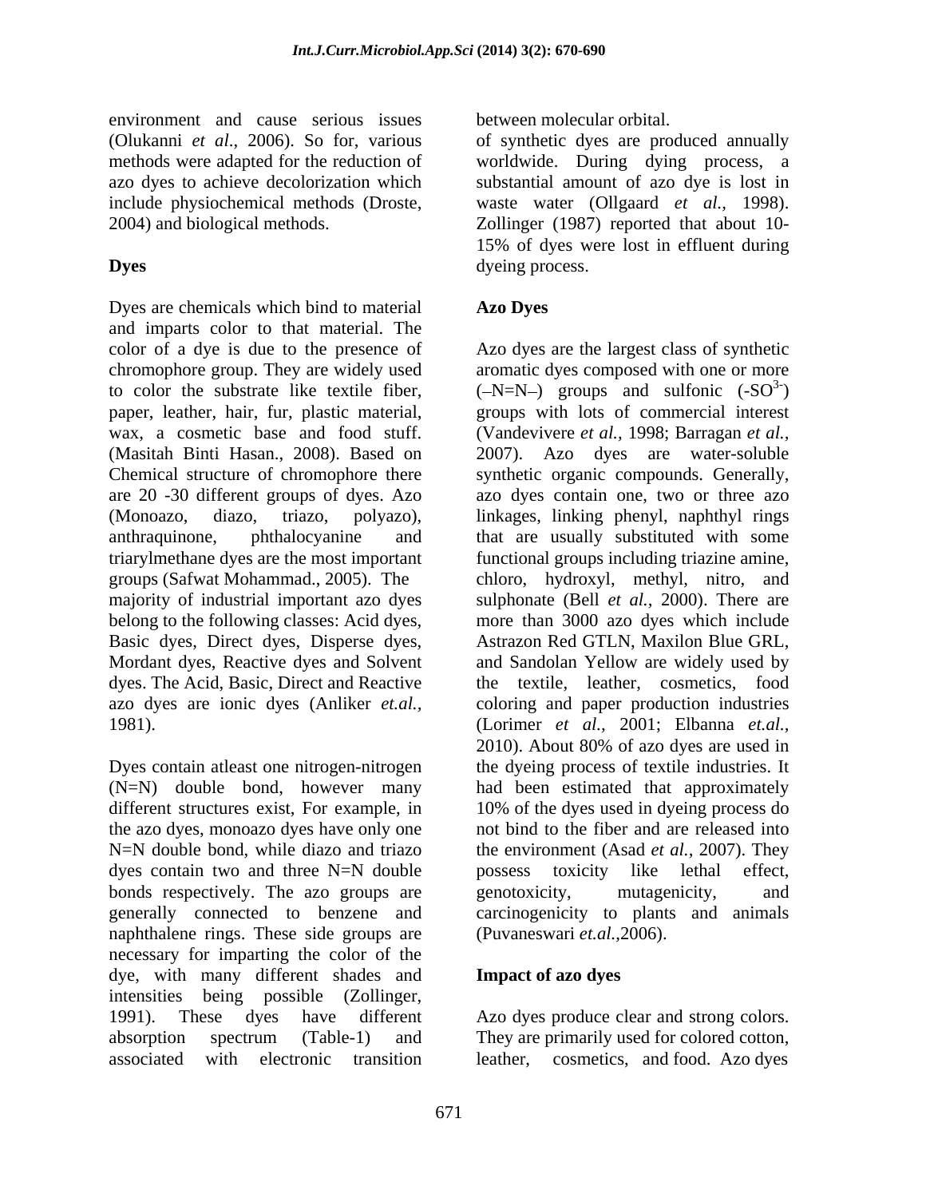environment and cause serious issues (Olukanni *et al*., 2006). So for, various methods were adapted for the reduction of azo dyes to achieve decolorization which include physiochemical methods (Droste, 2004) and biological methods.

**Dyes**

Dyes are chemicals which bind to material and imparts color to that material. The color of a dye is due to the presence of chromophore group. They are widely used to color the substrate like textile fiber, paper, leather, hair, fur, plastic material, wax, a cosmetic base and food stuff. (Masitah Binti Hasan., 2008). Based on Chemical structure of chromophore there are 20 -30 different groups of dyes. Azo (Monoazo, diazo, triazo, polyazo), anthraquinone, phthalocyanine and triarylmethane dyes are the most important groups (Safwat Mohammad., 2005). The majority of industrial important azo dyes belong to the following classes: Acid dyes, Basic dyes, Direct dyes, Disperse dyes, Mordant dyes, Reactive dyes and Solvent dyes. The Acid, Basic, Direct and Reactive azo dyes are ionic dyes (Anliker *et.al.,* 1981).

Dyes contain atleast one nitrogen-nitrogen (N=N) double bond, however many different structures exist, For example, in the azo dyes, monoazo dyes have only one N=N double bond, while diazo and triazo dyes contain two and three N=N double bonds respectively. The azo groups are generally connected to benzene and naphthalene rings. These side groups are necessary for imparting the color of the dye, with many different shades and intensities being possible (Zollinger, 1991). These dyes have different absorption spectrum (Table-1) and associated with electronic transition between molecular orbital.

of synthetic dyes are produced annually worldwide. During dying process, a substantial amount of azo dye is lost in waste water (Ollgaard *et al.,* 1998). Zollinger (1987) reported that about 10-15% of dyes were lost in effluent during dyeing process.

**Azo Dyes**

Azo dyes are the largest class of synthetic aromatic dyes composed with one or more (–N=N–) groups and sulfonic ($-SO^{3-}$) groups with lots of commercial interest (Vandevivere *et al.,* 1998; Barragan *et al.,* 2007). Azo dyes are water-soluble synthetic organic compounds. Generally, azo dyes contain one, two or three azo linkages, linking phenyl, naphthyl rings that are usually substituted with some functional groups including triazine amine, chloro, hydroxyl, methyl, nitro, and sulphonate (Bell *et al.,* 2000). There are more than 3000 azo dyes which include Astrazon Red GTLN, Maxilon Blue GRL, and Sandolan Yellow are widely used by the textile, leather, cosmetics, food coloring and paper production industries (Lorimer *et al.,* 2001; Elbanna *et.al.*, 2010). About 80% of azo dyes are used in the dyeing process of textile industries. It had been estimated that approximately 10% of the dyes used in dyeing process do not bind to the fiber and are released into the environment (Asad *et al.,* 2007). They possess toxicity like lethal effect, genotoxicity, mutagenicity, and carcinogenicity to plants and animals (Puvaneswari *et.al.,*2006).

**Impact of azo dyes**

Azo dyes produce clear and strong colors. They are primarily used for colored cotton, leather, cosmetics, and food. Azo dyes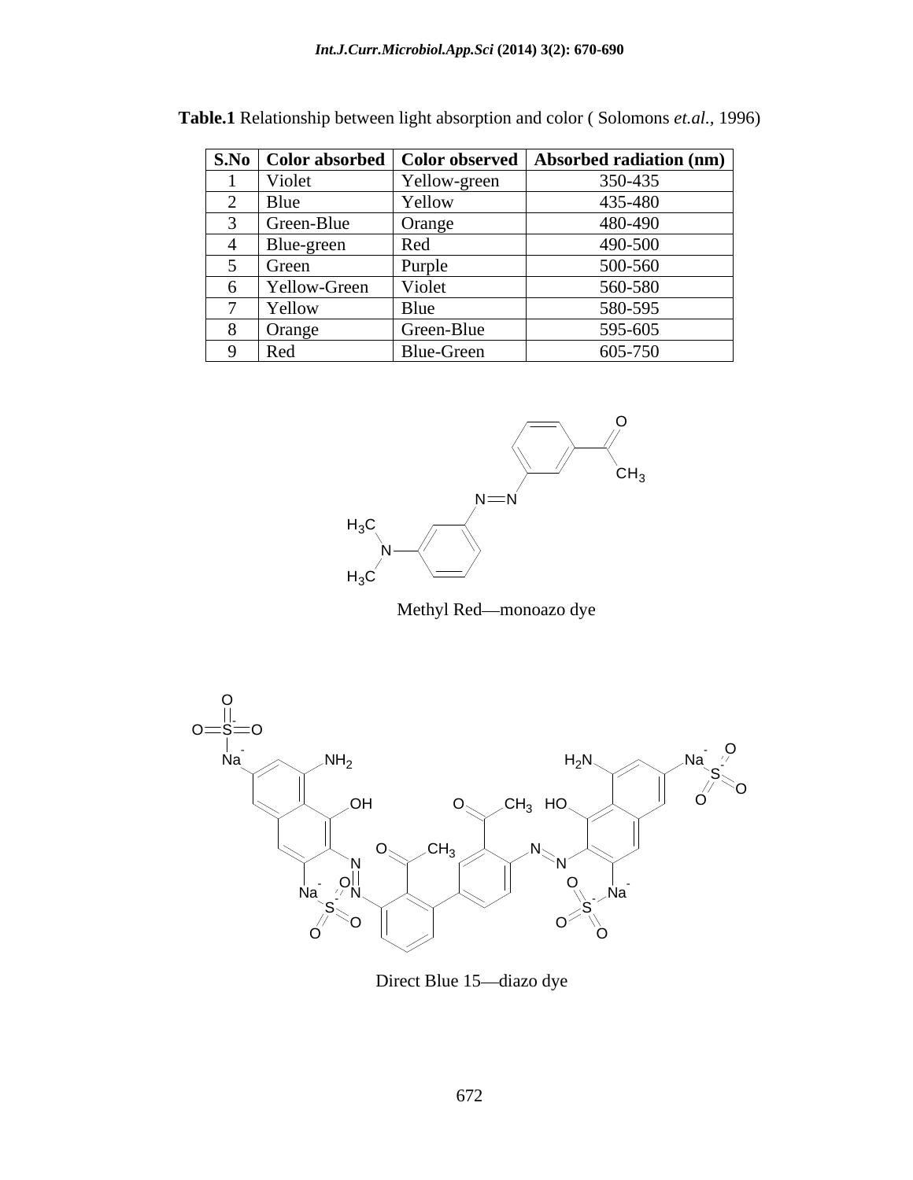**Table.1** Relationship between light absorption and color ( Solomons *et.al.,* 1996)

| S.No | Color absorbed | Color observed | Absorbed radiation (nm) |
|---|---|---|---|
| 1 | Violet | Yellow-green | 350-435 |
| 2 | Blue | Yellow | 435-480 |
| 3 | Green-Blue | Orange | 480-490 |
| 4 | Blue-green | Red | 490-500 |
| 5 | Green | Purple | 500-560 |
| 6 | Yellow-Green | Violet | 560-580 |
| 7 | Yellow | Blue | 580-595 |
| 8 | Orange | Green-Blue | 595-605 |
| 9 | Red | Blue-Green | 605-750 |

Methyl Red—monoazo dye

Direct Blue 15—diazo dye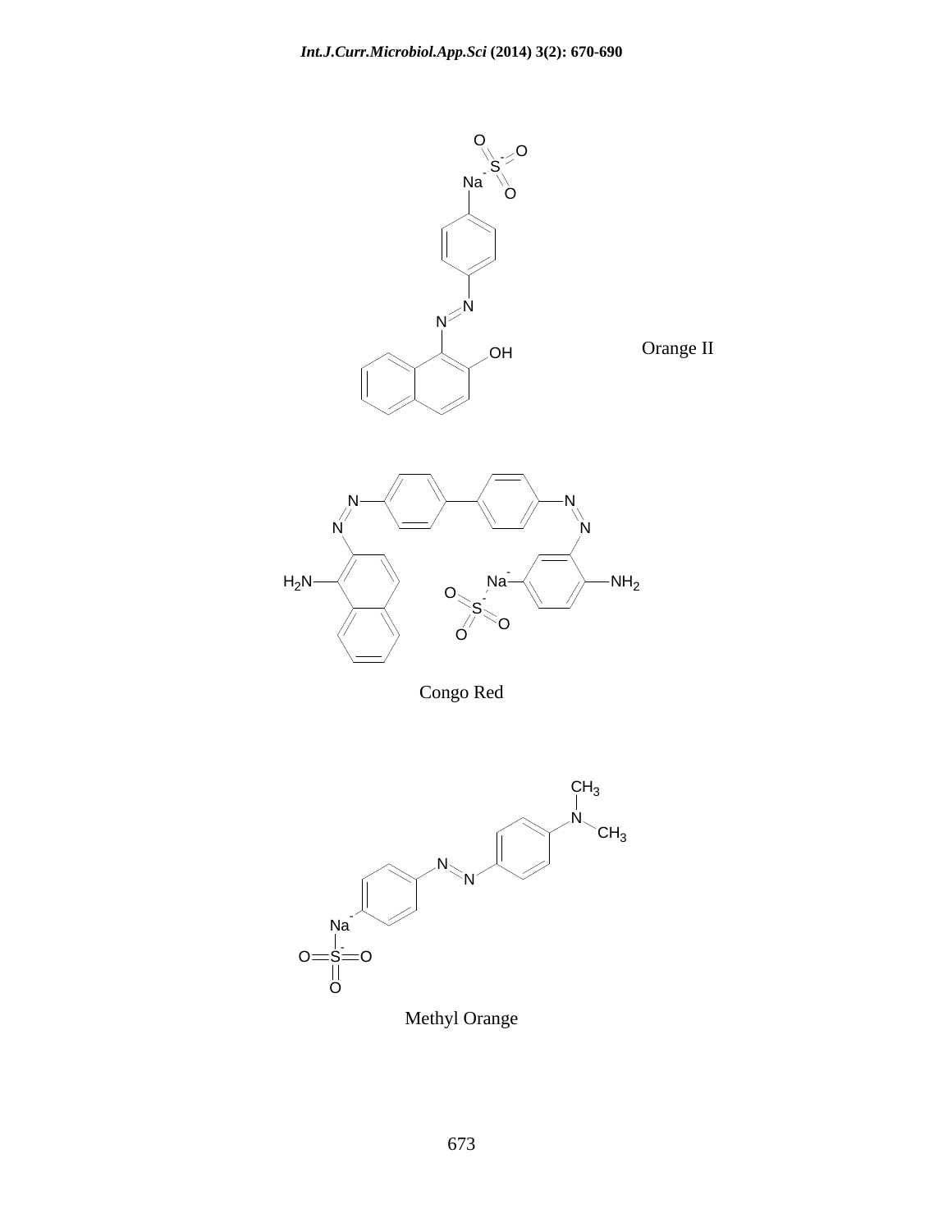Orange II

Congo Red

Methyl Orange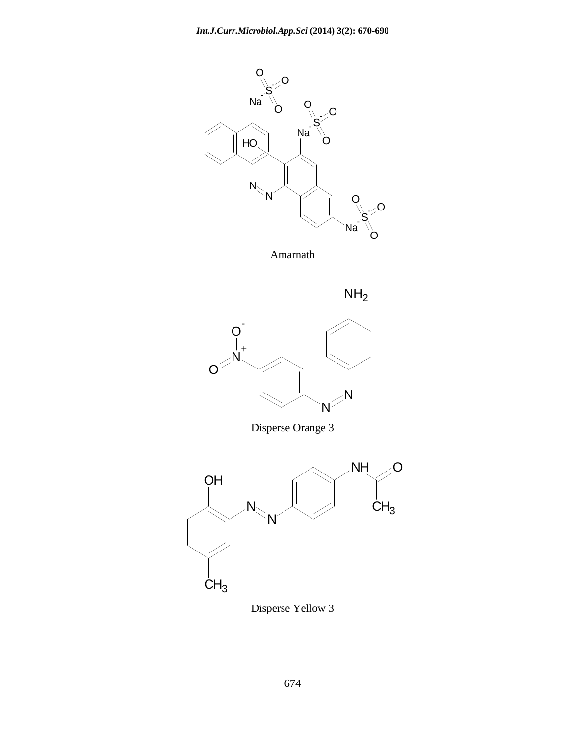Amarnath

Disperse Orange 3

Disperse Yellow 3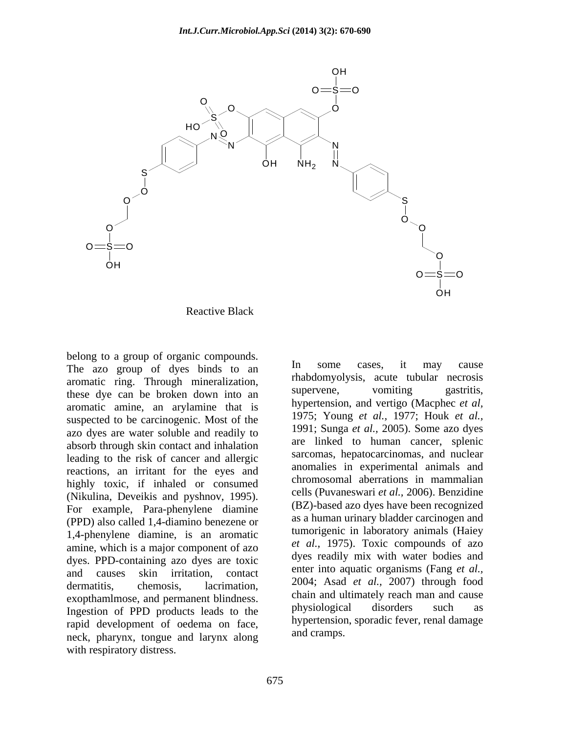Reactive Black

belong to a group of organic compounds. The azo group of dyes binds to an aromatic ring. Through mineralization, these dye can be broken down into an aromatic amine, an arylamine that is suspected to be carcinogenic. Most of the azo dyes are water soluble and readily to absorb through skin contact and inhalation leading to the risk of cancer and allergic reactions, an irritant for the eyes and highly toxic, if inhaled or consumed (Nikulina, Deveikis and pyshnov, 1995). For example, Para-phenylene diamine (PPD) also called 1,4-diamino benezene or 1,4-phenylene diamine, is an aromatic amine, which is a major component of azo dyes. PPD-containing azo dyes are toxic and causes skin irritation, contact dermatitis, chemosis, lacrimation, exopthamlmose, and permanent blindness. Ingestion of PPD products leads to the rapid development of oedema on face, neck, pharynx, tongue and larynx along with respiratory distress.

In some cases, it may cause rhabdomyolysis, acute tubular necrosis supervene, vomiting gastritis, hypertension, and vertigo (Macphec *et al*, 1975; Young *et al.*, 1977; Houk *et al.*, 1991; Sunga *et al.*, 2005). Some azo dyes are linked to human cancer, splenic sarcomas, hepatocarcinomas, and nuclear anomalies in experimental animals and chromosomal aberrations in mammalian cells (Puvaneswari *et al.*, 2006). Benzidine (BZ)-based azo dyes have been recognized as a human urinary bladder carcinogen and tumorigenic in laboratory animals (Haiey *et al.*, 1975). Toxic compounds of azo dyes readily mix with water bodies and enter into aquatic organisms (Fang *et al.*, 2004; Asad *et al.*, 2007) through food chain and ultimately reach man and cause physiological disorders such as hypertension, sporadic fever, renal damage and cramps.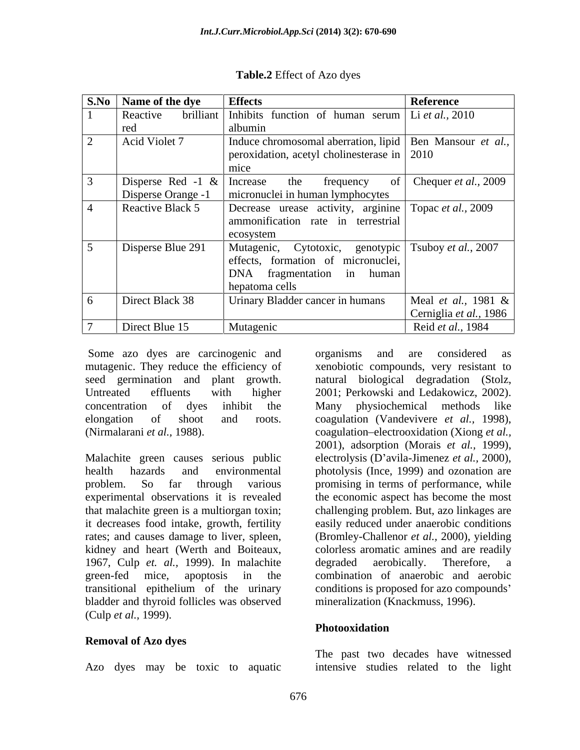**Table.2** Effect of Azo dyes

| S.No | Name of the dye | Effects | Reference |
|---|---|---|---|
| 1 | Reactive brilliant red | Inhibits function of human serum albumin | Li *et al.*, 2010 |
| 2 | Acid Violet 7 | Induce chromosomal aberration, lipid peroxidation, acetyl cholinesterase in mice | Ben Mansour *et al.*, 2010 |
| 3 | Disperse Red -1 & Disperse Orange -1 | Increase the frequency of micronuclei in human lymphocytes | Chequer *et al.*, 2009 |
| 4 | Reactive Black 5 | Decrease urease activity, arginine ammonification rate in terrestrial ecosystem | Topac *et al.*, 2009 |
| 5 | Disperse Blue 291 | Mutagenic, Cytotoxic, genotypic effects, formation of micronuclei, DNA fragmentation in human hepatoma cells | Tsuboy *et al.*, 2007 |
| 6 | Direct Black 38 | Urinary Bladder cancer in humans | Meal *et al.*, 1981 & Cerniglia *et al.*, 1986 |
| 7 | Direct Blue 15 | Mutagenic | Reid *et al.*, 1984 |

Some azo dyes are carcinogenic and mutagenic. They reduce the efficiency of seed germination and plant growth. Untreated effluents with higher concentration of dyes inhibit the elongation of shoot and roots. (Nirmalarani *et al.*, 1988).

Malachite green causes serious public health hazards and environmental problem. So far through various experimental observations it is revealed that malachite green is a multiorgan toxin; it decreases food intake, growth, fertility rates; and causes damage to liver, spleen, kidney and heart (Werth and Boiteaux, 1967, Culp *et. al.*, 1999). In malachite green-fed mice, apoptosis in the transitional epithelium of the urinary bladder and thyroid follicles was observed (Culp *et al.*, 1999).

**Removal of Azo dyes**

Azo dyes may be toxic to aquatic organisms and are considered as xenobiotic compounds, very resistant to natural biological degradation (Stolz, 2001; Perkowski and Ledakowicz, 2002). Many physiochemical methods like coagulation (Vandevivere *et al.*, 1998), coagulation–electrooxidation (Xiong *et al.*, 2001), adsorption (Morais *et al.*, 1999), electrolysis (D'avila-Jimenez *et al.*, 2000), photolysis (Ince, 1999) and ozonation are promising in terms of performance, while the economic aspect has become the most challenging problem. But, azo linkages are easily reduced under anaerobic conditions (Bromley-Challenor *et al.*, 2000), yielding colorless aromatic amines and are readily degraded aerobically. Therefore, a combination of anaerobic and aerobic conditions is proposed for azo compounds' mineralization (Knackmuss, 1996).

**Photooxidation**

The past two decades have witnessed intensive studies related to the light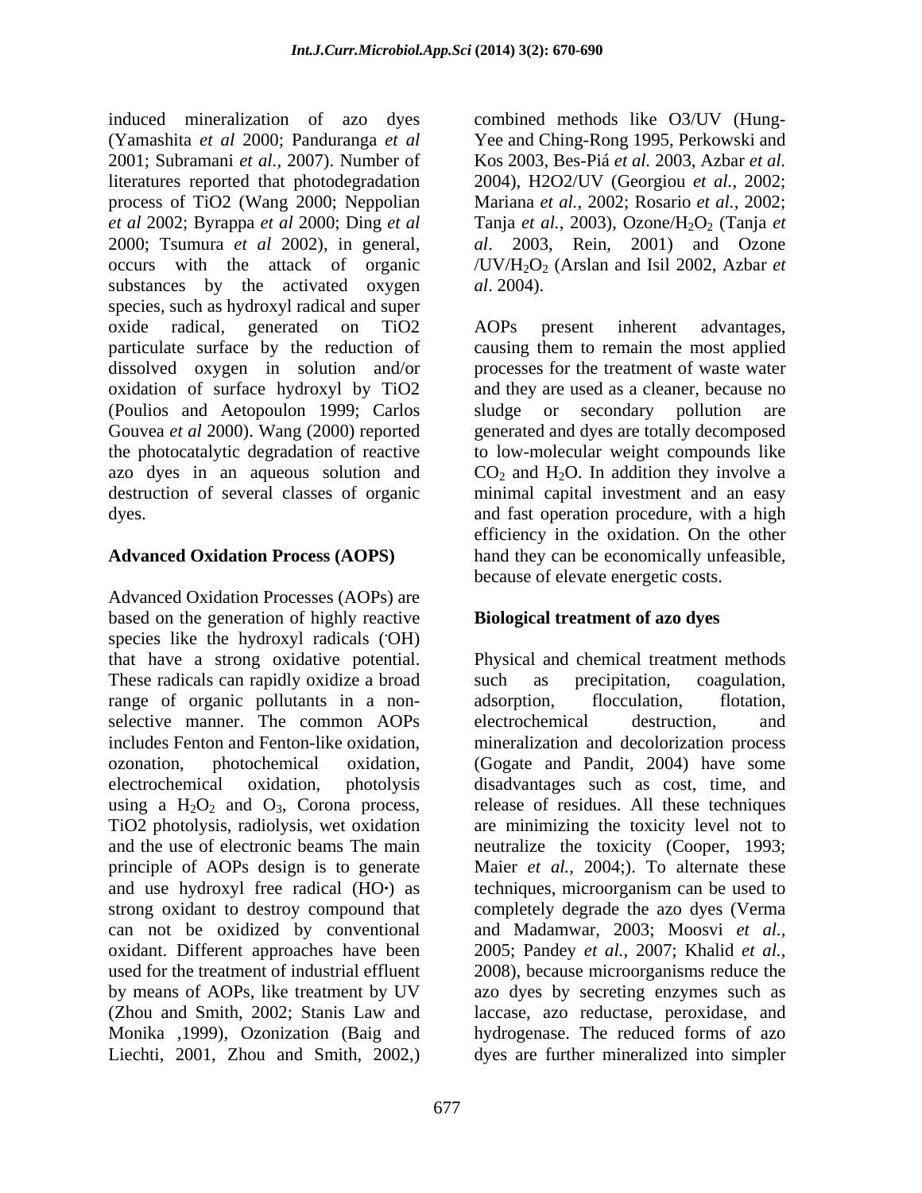induced mineralization of azo dyes (Yamashita *et al* 2000; Panduranga *et al* 2001; Subramani *et al.*, 2007). Number of literatures reported that photodegradation process of TiO2 (Wang 2000; Neppolian *et al* 2002; Byrappa *et al* 2000; Ding *et al* 2000; Tsumura *et al* 2002), in general, occurs with the attack of organic substances by the activated oxygen species, such as hydroxyl radical and super oxide radical, generated on TiO2 particulate surface by the reduction of dissolved oxygen in solution and/or oxidation of surface hydroxyl by TiO2 (Poulios and Aetopoulon 1999; Carlos Gouvea *et al* 2000). Wang (2000) reported the photocatalytic degradation of reactive azo dyes in an aqueous solution and destruction of several classes of organic dyes.

**Advanced Oxidation Process (AOPS)**

Advanced Oxidation Processes (AOPs) are based on the generation of highly reactive species like the hydroxyl radicals (·OH) that have a strong oxidative potential. These radicals can rapidly oxidize a broad range of organic pollutants in a non-selective manner. The common AOPs includes Fenton and Fenton-like oxidation, ozonation, photochemical oxidation, electrochemical oxidation, photolysis using a $H_2O_2$ and $O_3$, Corona process, TiO2 photolysis, radiolysis, wet oxidation and the use of electronic beams The main principle of AOPs design is to generate and use hydroxyl free radical (HO·) as strong oxidant to destroy compound that can not be oxidized by conventional oxidant. Different approaches have been used for the treatment of industrial effluent by means of AOPs, like treatment by UV (Zhou and Smith, 2002; Stanis Law and Monika ,1999), Ozonization (Baig and Liechti, 2001, Zhou and Smith, 2002,) combined methods like O3/UV (Hung-Yee and Ching-Rong 1995, Perkowski and Kos 2003, Bes-Piá *et al.* 2003, Azbar *et al.* 2004), H2O2/UV (Georgiou *et al.*, 2002; Mariana *et al.*, 2002; Rosario *et al.*, 2002; Tanja *et al.*, 2003), Ozone/$H_2O_2$ (Tanja *et al*. 2003, Rein, 2001) and Ozone /UV/$H_2O_2$ (Arslan and Isil 2002, Azbar *et al*. 2004).

AOPs present inherent advantages, causing them to remain the most applied processes for the treatment of waste water and they are used as a cleaner, because no sludge or secondary pollution are generated and dyes are totally decomposed to low-molecular weight compounds like $CO_2$ and $H_2O$. In addition they involve a minimal capital investment and an easy and fast operation procedure, with a high efficiency in the oxidation. On the other hand they can be economically unfeasible, because of elevate energetic costs.

**Biological treatment of azo dyes**

Physical and chemical treatment methods such as precipitation, coagulation, adsorption, flocculation, flotation, electrochemical destruction, and mineralization and decolorization process (Gogate and Pandit, 2004) have some disadvantages such as cost, time, and release of residues. All these techniques are minimizing the toxicity level not to neutralize the toxicity (Cooper, 1993; Maier *et al.,* 2004;). To alternate these techniques, microorganism can be used to completely degrade the azo dyes (Verma and Madamwar, 2003; Moosvi *et al.*, 2005; Pandey *et al.*, 2007; Khalid *et al.*, 2008), because microorganisms reduce the azo dyes by secreting enzymes such as laccase, azo reductase, peroxidase, and hydrogenase. The reduced forms of azo dyes are further mineralized into simpler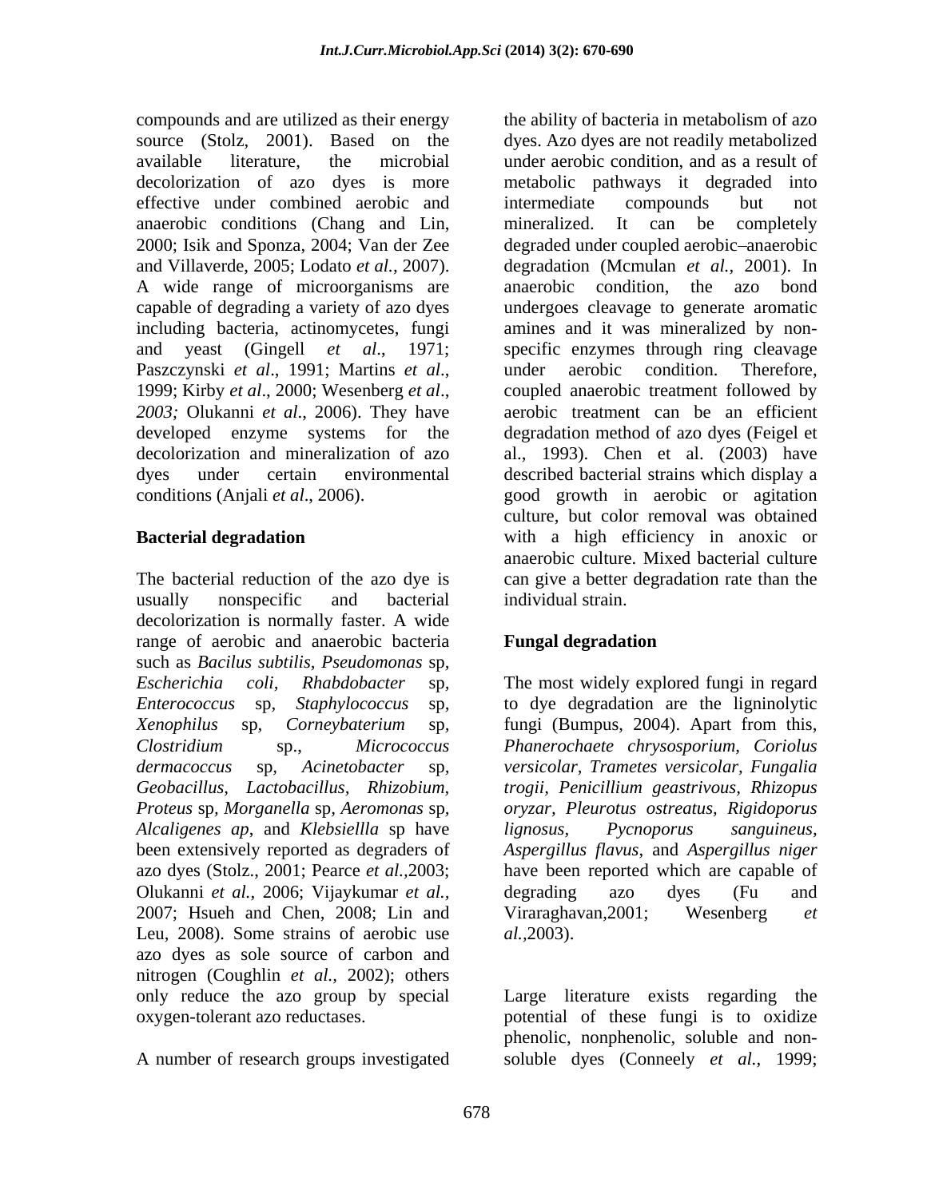compounds and are utilized as their energy source (Stolz, 2001). Based on the available literature, the microbial decolorization of azo dyes is more effective under combined aerobic and anaerobic conditions (Chang and Lin, 2000; Isik and Sponza, 2004; Van der Zee and Villaverde, 2005; Lodato *et al.,* 2007). A wide range of microorganisms are capable of degrading a variety of azo dyes including bacteria, actinomycetes, fungi and yeast (Gingell *et al*., 1971; Paszczynski *et al*., 1991; Martins *et al*., 1999; Kirby *et al*., 2000; Wesenberg *et al*., *2003;* Olukanni *et al*., 2006). They have developed enzyme systems for the decolorization and mineralization of azo dyes under certain environmental conditions (Anjali *et al*., 2006).

**Bacterial degradation**

The bacterial reduction of the azo dye is usually nonspecific and bacterial decolorization is normally faster. A wide range of aerobic and anaerobic bacteria such as *Bacilus subtilis, Pseudomonas* sp*, Escherichia coli, Rhabdobacter* sp*, Enterococcus* sp*, Staphylococcus* sp*, Xenophilus* sp*, Corneybaterium* sp*, Clostridium* sp.*, Micrococcus dermacoccus* sp*, Acinetobacter* sp*, Geobacillus, Lactobacillus, Rhizobium, Proteus* sp*, Morganella* sp*, Aeromonas* sp*, Alcaligenes ap*, and *Klebsiellla* sp have been extensively reported as degraders of azo dyes (Stolz., 2001; Pearce *et al.,*2003; Olukanni *et al.,* 2006; Vijaykumar *et al.,* 2007; Hsueh and Chen, 2008; Lin and Leu, 2008). Some strains of aerobic use azo dyes as sole source of carbon and nitrogen (Coughlin *et al.,* 2002); others only reduce the azo group by special oxygen-tolerant azo reductases.

A number of research groups investigated the ability of bacteria in metabolism of azo dyes. Azo dyes are not readily metabolized under aerobic condition, and as a result of metabolic pathways it degraded into intermediate compounds but not mineralized. It can be completely degraded under coupled aerobic–anaerobic degradation (Mcmulan *et al.,* 2001). In anaerobic condition, the azo bond undergoes cleavage to generate aromatic amines and it was mineralized by non-specific enzymes through ring cleavage under aerobic condition. Therefore, coupled anaerobic treatment followed by aerobic treatment can be an efficient degradation method of azo dyes (Feigel et al., 1993). Chen et al. (2003) have described bacterial strains which display a good growth in aerobic or agitation culture, but color removal was obtained with a high efficiency in anoxic or anaerobic culture. Mixed bacterial culture can give a better degradation rate than the individual strain.

**Fungal degradation**

The most widely explored fungi in regard to dye degradation are the ligninolytic fungi (Bumpus, 2004). Apart from this, *Phanerochaete chrysosporium, Coriolus versicolar, Trametes versicolar, Fungalia trogii, Penicillium geastrivous, Rhizopus oryzar, Pleurotus ostreatus, Rigidoporus lignosus, Pycnoporus sanguineus, Aspergillus flavus*, and *Aspergillus niger* have been reported which are capable of degrading azo dyes (Fu and Viraraghavan,2001; Wesenberg *et al.,*2003).

Large literature exists regarding the potential of these fungi is to oxidize phenolic, nonphenolic, soluble and non-soluble dyes (Conneely *et al.,* 1999;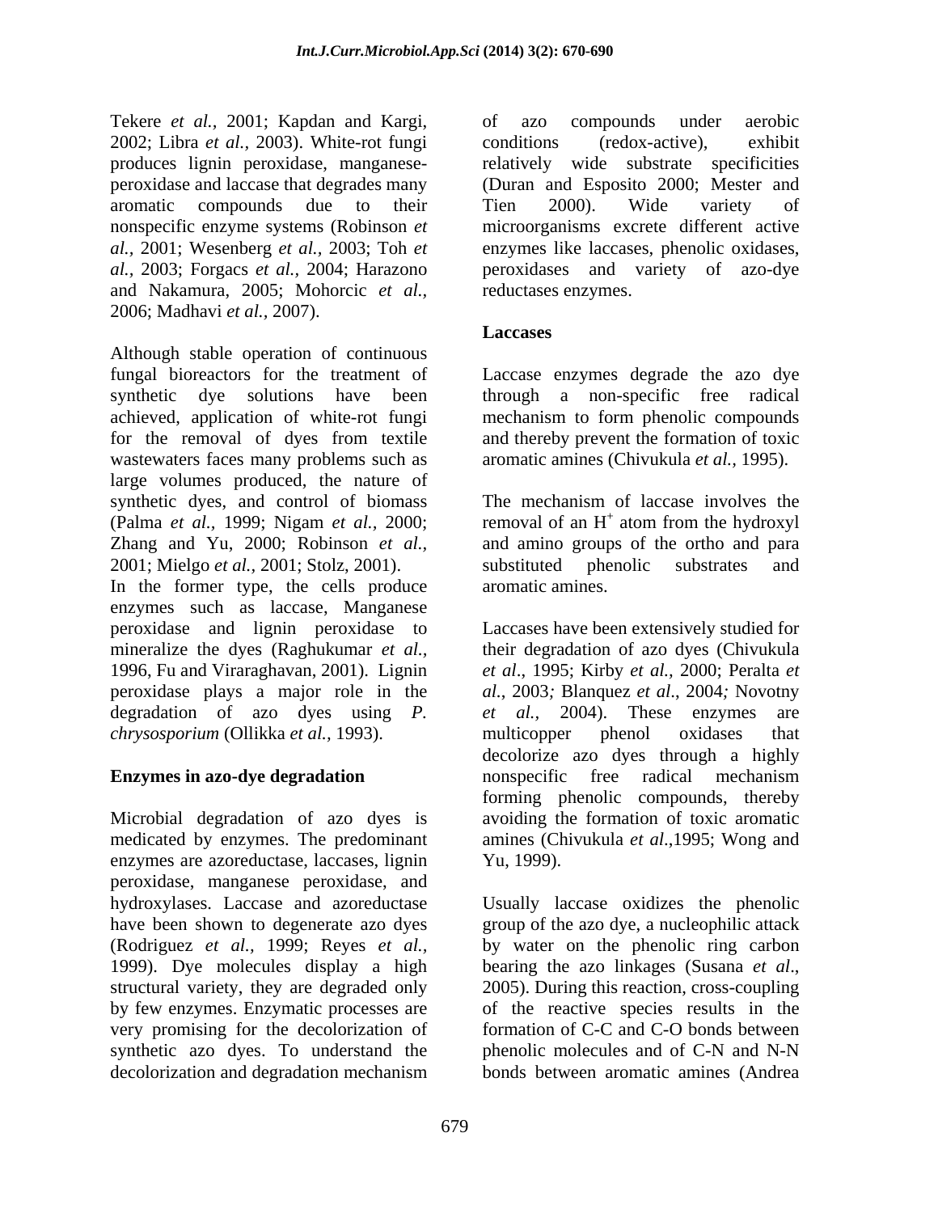Tekere *et al.,* 2001; Kapdan and Kargi, 2002; Libra *et al.,* 2003). White-rot fungi produces lignin peroxidase, manganese-peroxidase and laccase that degrades many aromatic compounds due to their nonspecific enzyme systems (Robinson *et al.,* 2001; Wesenberg *et al.,* 2003; Toh *et al.,* 2003; Forgacs *et al.,* 2004; Harazono and Nakamura, 2005; Mohorcic *et al.,* 2006; Madhavi *et al.,* 2007).

Although stable operation of continuous fungal bioreactors for the treatment of synthetic dye solutions have been achieved, application of white-rot fungi for the removal of dyes from textile wastewaters faces many problems such as large volumes produced, the nature of synthetic dyes, and control of biomass (Palma *et al.,* 1999; Nigam *et al.,* 2000; Zhang and Yu, 2000; Robinson *et al.,* 2001; Mielgo *et al.,* 2001; Stolz, 2001). In the former type, the cells produce enzymes such as laccase, Manganese peroxidase and lignin peroxidase to mineralize the dyes (Raghukumar *et al.,* 1996, Fu and Viraraghavan, 2001). Lignin peroxidase plays a major role in the degradation of azo dyes using *P. chrysosporium* (Ollikka *et al.,* 1993).

## Enzymes in azo-dye degradation

Microbial degradation of azo dyes is medicated by enzymes. The predominant enzymes are azoreductase, laccases, lignin peroxidase, manganese peroxidase, and hydroxylases. Laccase and azoreductase have been shown to degenerate azo dyes (Rodriguez *et al.,* 1999; Reyes *et al.,* 1999). Dye molecules display a high structural variety, they are degraded only by few enzymes. Enzymatic processes are very promising for the decolorization of synthetic azo dyes. To understand the decolorization and degradation mechanism of azo compounds under aerobic conditions (redox-active), exhibit relatively wide substrate specificities (Duran and Esposito 2000; Mester and Tien 2000). Wide variety of microorganisms excrete different active enzymes like laccases, phenolic oxidases, peroxidases and variety of azo-dye reductases enzymes.

### Laccases

Laccase enzymes degrade the azo dye through a non-specific free radical mechanism to form phenolic compounds and thereby prevent the formation of toxic aromatic amines (Chivukula *et al.,* 1995).

The mechanism of laccase involves the removal of an $H^+$ atom from the hydroxyl and amino groups of the ortho and para substituted phenolic substrates and aromatic amines.

Laccases have been extensively studied for their degradation of azo dyes (Chivukula *et al*., 1995; Kirby *et al.,* 2000; Peralta *et al.*, 2003*;* Blanquez *et al*., 2004*;* Novotny *et al.,* 2004). These enzymes are multicopper phenol oxidases that decolorize azo dyes through a highly nonspecific free radical mechanism forming phenolic compounds, thereby avoiding the formation of toxic aromatic amines (Chivukula *et al*.,1995; Wong and Yu, 1999).

Usually laccase oxidizes the phenolic group of the azo dye, a nucleophilic attack by water on the phenolic ring carbon bearing the azo linkages (Susana *et al*., 2005). During this reaction, cross-coupling of the reactive species results in the formation of C-C and C-O bonds between phenolic molecules and of C-N and N-N bonds between aromatic amines (Andrea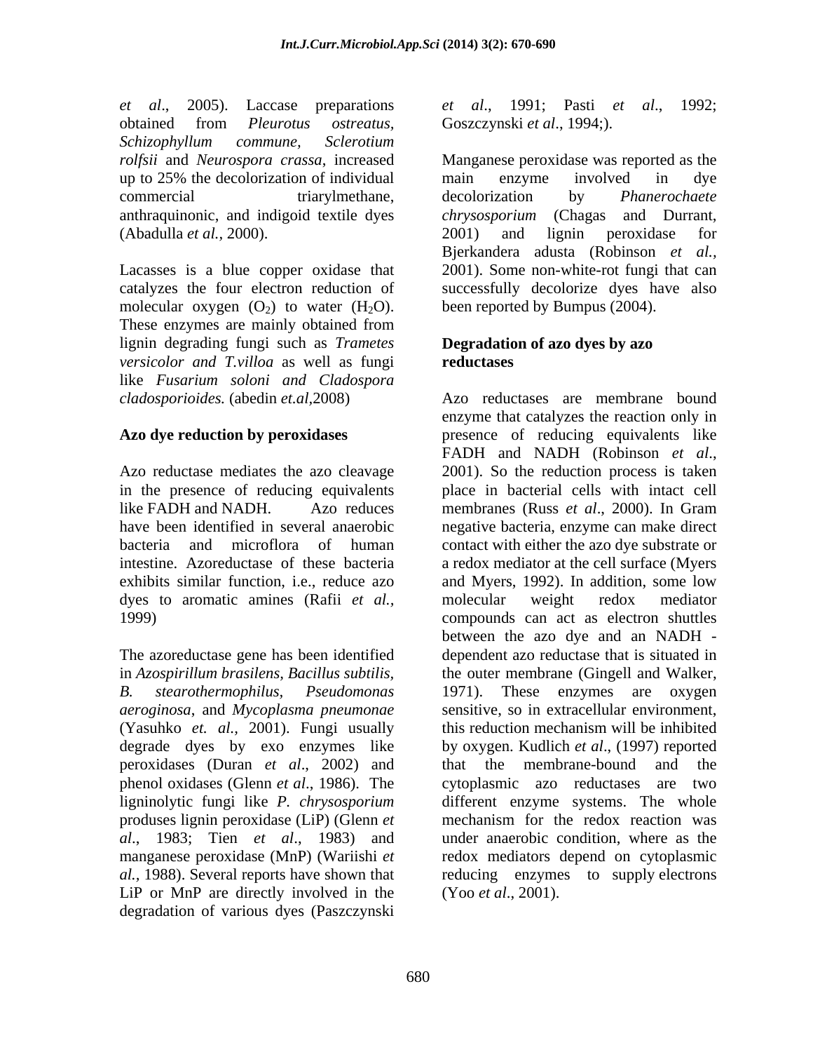*et al*., 2005). Laccase preparations obtained from *Pleurotus ostreatus*, *Schizophyllum commune, Sclerotium rolfsii* and *Neurospora crassa*, increased up to 25% the decolorization of individual commercial triarylmethane, anthraquinonic, and indigoid textile dyes (Abadulla *et al.*, 2000).

Lacasses is a blue copper oxidase that catalyzes the four electron reduction of molecular oxygen ($O_2$) to water ($H_2O$). These enzymes are mainly obtained from lignin degrading fungi such as *Trametes versicolor and T.villoa* as well as fungi like *Fusarium soloni and Cladospora cladosporioides.* (abedin *et.al*,2008)

**Azo dye reduction by peroxidases**

Azo reductase mediates the azo cleavage in the presence of reducing equivalents like FADH and NADH. Azo reduces have been identified in several anaerobic bacteria and microflora of human intestine. Azoreductase of these bacteria exhibits similar function, i.e., reduce azo dyes to aromatic amines (Rafii *et al.*, 1999)

The azoreductase gene has been identified in *Azospirillum brasilens, Bacillus subtilis, B. stearothermophilus, Pseudomonas aeroginosa*, and *Mycoplasma pneumonae* (Yasuhko *et. al.*, 2001). Fungi usually degrade dyes by exo enzymes like peroxidases (Duran *et al*., 2002) and phenol oxidases (Glenn *et al*., 1986). The ligninolytic fungi like *P. chrysosporium* produses lignin peroxidase (LiP) (Glenn *et al*., 1983; Tien *et al*., 1983) and manganese peroxidase (MnP) (Wariishi *et al.*, 1988). Several reports have shown that LiP or MnP are directly involved in the degradation of various dyes (Paszczynski *et al*., 1991; Pasti *et al*., 1992; Goszczynski *et al*., 1994;).

Manganese peroxidase was reported as the main enzyme involved in dye decolorization by *Phanerochaete chrysosporium* (Chagas and Durrant, 2001) and lignin peroxidase for Bjerkandera adusta (Robinson *et al.*, 2001). Some non-white-rot fungi that can successfully decolorize dyes have also been reported by Bumpus (2004).

**Degradation of azo dyes by azo reductases**

Azo reductases are membrane bound enzyme that catalyzes the reaction only in presence of reducing equivalents like FADH and NADH (Robinson *et al*., 2001). So the reduction process is taken place in bacterial cells with intact cell membranes (Russ *et al*., 2000). In Gram negative bacteria, enzyme can make direct contact with either the azo dye substrate or a redox mediator at the cell surface (Myers and Myers, 1992). In addition, some low molecular weight redox mediator compounds can act as electron shuttles between the azo dye and an NADH - dependent azo reductase that is situated in the outer membrane (Gingell and Walker, 1971). These enzymes are oxygen sensitive, so in extracellular environment, this reduction mechanism will be inhibited by oxygen. Kudlich *et al*., (1997) reported that the membrane-bound and the cytoplasmic azo reductases are two different enzyme systems. The whole mechanism for the redox reaction was under anaerobic condition, where as the redox mediators depend on cytoplasmic reducing enzymes to supply electrons (Yoo *et al*., 2001).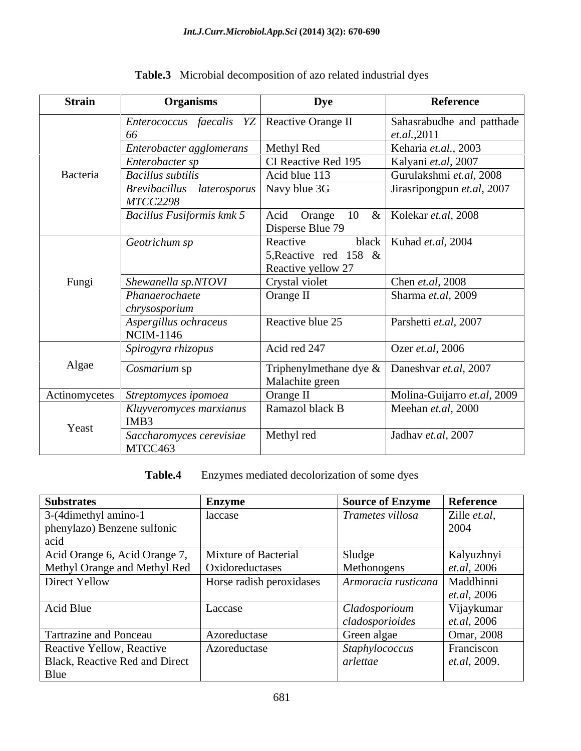**Table.3** Microbial decomposition of azo related industrial dyes

| Strain | Organisms | Dye | Reference |
|---|---|---|---|
| Bacteria | *Enterococcus faecalis YZ 66* | Reactive Orange II | Sahasrabudhe and patthade *et.al.*,2011 |
| | *Enterobacter agglomerans* | Methyl Red | Keharia *et.al.*, 2003 |
| | *Enterobacter sp* | CI Reactive Red 195 | Kalyani *et.al*, 2007 |
| | *Bacillus subtilis* | Acid blue 113 | Gurulakshmi *et.al*, 2008 |
| | *Brevibacillus laterosporus MTCC2298* | Navy blue 3G | Jirasripongpun *et.al*, 2007 |
| | *Bacillus Fusiformis kmk 5* | Acid Orange 10 & Disperse Blue 79 | Kolekar *et.al*, 2008 |
| Fungi | *Geotrichum sp* | Reactive black 5,Reactive red 158 & Reactive yellow 27 | Kuhad *et.al*, 2004 |
| | *Shewanella sp.NTOVI* | Crystal violet | Chen *et.al*, 2008 |
| | *Phanaerochaete chrysosporium* | Orange II | Sharma *et.al*, 2009 |
| | *Aspergillus ochraceus* NCIM-1146 | Reactive blue 25 | Parshetti *et.al*, 2007 |
| Algae | *Spirogyra rhizopus* | Acid red 247 | Ozer *et.al*, 2006 |
| | *Cosmarium* sp | Triphenylmethane dye & Malachite green | Daneshvar *et.al*, 2007 |
| Actinomycetes | *Streptomyces ipomoea* | Orange II | Molina-Guijarro *et.al*, 2009 |
| Yeast | *Kluyveromyces marxianus* IMB3 | Ramazol black B | Meehan *et.al*, 2000 |
| | *Saccharomyces cerevisiae* MTCC463 | Methyl red | Jadhav *et.al*, 2007 |

**Table.4** Enzymes mediated decolorization of some dyes

| Substrates | Enzyme | Source of Enzyme | Reference |
|---|---|---|---|
| 3-(4dimethyl amino-1 phenylazo) Benzene sulfonic acid | laccase | *Trametes villosa* | Zille *et.al*, 2004 |
| Acid Orange 6, Acid Orange 7, Methyl Orange and Methyl Red | Mixture of Bacterial Oxidoreductases | Sludge Methonogens | Kalyuzhnyi *et.al*, 2006 |
| Direct Yellow | Horse radish peroxidases | *Armoracia rusticana* | Maddhinni *et.al*, 2006 |
| Acid Blue | Laccase | *Cladosporioum cladosporioides* | Vijaykumar *et.al*, 2006 |
| Tartrazine and Ponceau | Azoreductase | Green algae | Omar, 2008 |
| Reactive Yellow, Reactive Black, Reactive Red and Direct Blue | Azoreductase | *Staphylococcus arlettae* | Franciscon *et.al*, 2009. |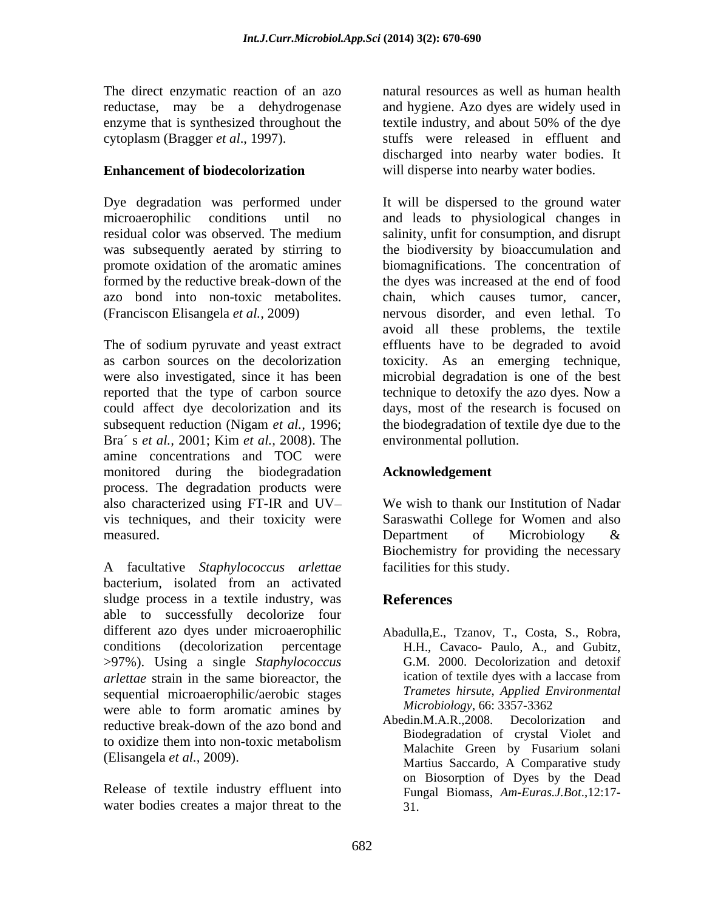The direct enzymatic reaction of an azo reductase, may be a dehydrogenase enzyme that is synthesized throughout the cytoplasm (Bragger *et al*., 1997).

**Enhancement of biodecolorization**

Dye degradation was performed under microaerophilic conditions until no residual color was observed. The medium was subsequently aerated by stirring to promote oxidation of the aromatic amines formed by the reductive break-down of the azo bond into non-toxic metabolites. (Franciscon Elisangela *et al.*, 2009)

The of sodium pyruvate and yeast extract as carbon sources on the decolorization were also investigated, since it has been reported that the type of carbon source could affect dye decolorization and its subsequent reduction (Nigam *et al.,* 1996; Bra´ s *et al.,* 2001; Kim *et al.*, 2008). The amine concentrations and TOC were monitored during the biodegradation process. The degradation products were also characterized using FT-IR and UV– vis techniques, and their toxicity were measured.

A facultative *Staphylococcus arlettae* bacterium, isolated from an activated sludge process in a textile industry, was able to successfully decolorize four different azo dyes under microaerophilic conditions (decolorization percentage >97%). Using a single *Staphylococcus arlettae* strain in the same bioreactor, the sequential microaerophilic/aerobic stages were able to form aromatic amines by reductive break-down of the azo bond and to oxidize them into non-toxic metabolism (Elisangela *et al*., 2009).

Release of textile industry effluent into water bodies creates a major threat to the natural resources as well as human health and hygiene. Azo dyes are widely used in textile industry, and about 50% of the dye stuffs were released in effluent and discharged into nearby water bodies. It will disperse into nearby water bodies.

It will be dispersed to the ground water and leads to physiological changes in salinity, unfit for consumption, and disrupt the biodiversity by bioaccumulation and biomagnifications. The concentration of the dyes was increased at the end of food chain, which causes tumor, cancer, nervous disorder, and even lethal. To avoid all these problems, the textile effluents have to be degraded to avoid toxicity. As an emerging technique, microbial degradation is one of the best technique to detoxify the azo dyes. Now a days, most of the research is focused on the biodegradation of textile dye due to the environmental pollution.

## Acknowledgement

We wish to thank our Institution of Nadar Saraswathi College for Women and also Department of Microbiology & Biochemistry for providing the necessary facilities for this study.

## References

Abadulla,E., Tzanov, T., Costa, S., Robra, H.H., Cavaco- Paulo, A., and Gubitz, G.M. 2000. Decolorization and detoxif ication of textile dyes with a laccase from *Trametes hirsute*, *Applied Environmental Microbiology*, 66: 3357-3362

Abedin.M.A.R.,2008. Decolorization and Biodegradation of crystal Violet and Malachite Green by Fusarium solani Martius Saccardo, A Comparative study on Biosorption of Dyes by the Dead Fungal Biomass, *Am-Euras.J.Bot*.,12:17-31.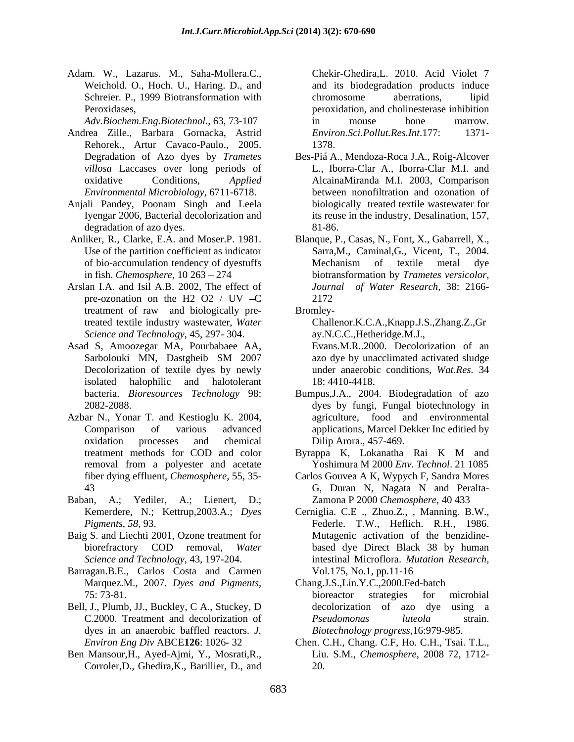Adam. W., Lazarus. M., Saha-Mollera.C., Weichold. O., Hoch. U., Haring. D., and Schreier. P., 1999 Biotransformation with Peroxidases, *Adv.Biochem.Eng.Biotechnol.*, 63, 73-107

Andrea Zille., Barbara Gornacka, Astrid Rehorek., Artur Cavaco-Paulo., 2005. Degradation of Azo dyes by *Trametes villosa* Laccases over long periods of oxidative Conditions, *Applied Environmental Microbiology*, 6711-6718.

Anjali Pandey, Poonam Singh and Leela Iyengar 2006, Bacterial decolorization and degradation of azo dyes.

Anliker, R., Clarke, E.A. and Moser.P. 1981. Use of the partition coefficient as indicator of bio-accumulation tendency of dyestuffs in fish. *Chemosphere*, 10 263 – 274

Arslan I.A. and Isil A.B. 2002, The effect of pre-ozonation on the H2 O2 / UV –C treatment of raw and biologically pre-treated textile industry wastewater, *Water Science and Technology*, 45, 297- 304.

Asad S, Amoozegar MA, Pourbabaee AA, Sarbolouki MN, Dastgheib SM 2007 Decolorization of textile dyes by newly isolated halophilic and halotolerant bacteria. *Bioresources Technology* 98: 2082-2088.

Azbar N., Yonar T. and Kestioglu K. 2004, Comparison of various advanced oxidation processes and chemical treatment methods for COD and color removal from a polyester and acetate fiber dying effluent, *Chemosphere*, 55, 35-43

Baban, A.; Yediler, A.; Lienert, D.; Kemerdere, N.; Kettrup,2003.A.; *Dyes Pigments*, *58*, 93.

Baig S. and Liechti 2001, Ozone treatment for biorefractory COD removal, *Water Science and Technology*, 43, 197-204.

Barragan.B.E., Carlos Costa and Carmen Marquez.M., 2007. *Dyes and Pigments*, 75: 73-81.

Bell, J., Plumb, JJ., Buckley, C A., Stuckey, D C.2000. Treatment and decolorization of dyes in an anaerobic baffled reactors. *J. Environ Eng Div* ABCE**126**: 1026- 32

Ben Mansour,H., Ayed-Ajmi, Y., Mosrati,R., Corroler,D., Ghedira,K., Barillier, D., and Chekir-Ghedira,L. 2010. Acid Violet 7 and its biodegradation products induce chromosome aberrations, lipid peroxidation, and cholinesterase inhibition in mouse bone marrow. *Environ.Sci.Pollut.Res.Int*.177: 1371-1378.

Bes-Piá A., Mendoza-Roca J.A., Roig-Alcover L., Iborra-Clar A., Iborra-Clar M.I. and AlcainaMiranda M.I. 2003, Comparison between nonofiltration and ozonation of biologically treated textile wastewater for its reuse in the industry, Desalination, 157, 81-86.

Blanque, P., Casas, N., Font, X., Gabarrell, X., Sarra,M., Caminal,G., Vicent, T., 2004. Mechanism of textile metal dye biotransformation by *Trametes versicolor*, *Journal of Water Research*, 38: 2166-2172

Bromley-Challenor.K.C.A.,Knapp.J.S.,Zhang.Z.,Gray.N.C.C.,Hetheridge.M.J., Evans.M.R..2000. Decolorization of an azo dye by unacclimated activated sludge under anaerobic conditions, *Wat.Res.* 34 18: 4410-4418.

Bumpus,J.A., 2004. Biodegradation of azo dyes by fungi, Fungal biotechnology in agriculture, food and environmental applications, Marcel Dekker Inc editied by Dilip Arora., 457-469.

Byrappa K, Lokanatha Rai K M and Yoshimura M 2000 *Env. Technol*. 21 1085

Carlos Gouvea A K, Wypych F, Sandra Mores G, Duran N, Nagata N and Peralta-Zamona P 2000 *Chemosphere*, 40 433

Cerniglia. C.E ., Zhuo.Z., , Manning. B.W., Federle. T.W., Heflich. R.H., 1986. Mutagenic activation of the benzidine-based dye Direct Black 38 by human intestinal Microflora. *Mutation Research*, Vol.175, No.1, pp.11-16

Chang.J.S.,Lin.Y.C.,2000.Fed-batch bioreactor strategies for microbial decolorization of azo dye using a *Pseudomonas luteola* strain. *Biotechnology progress*,16:979-985.

Chen. C.H., Chang. C.F, Ho. C.H., Tsai. T.L., Liu. S.M., *Chemosphere*, 2008 72, 1712-20.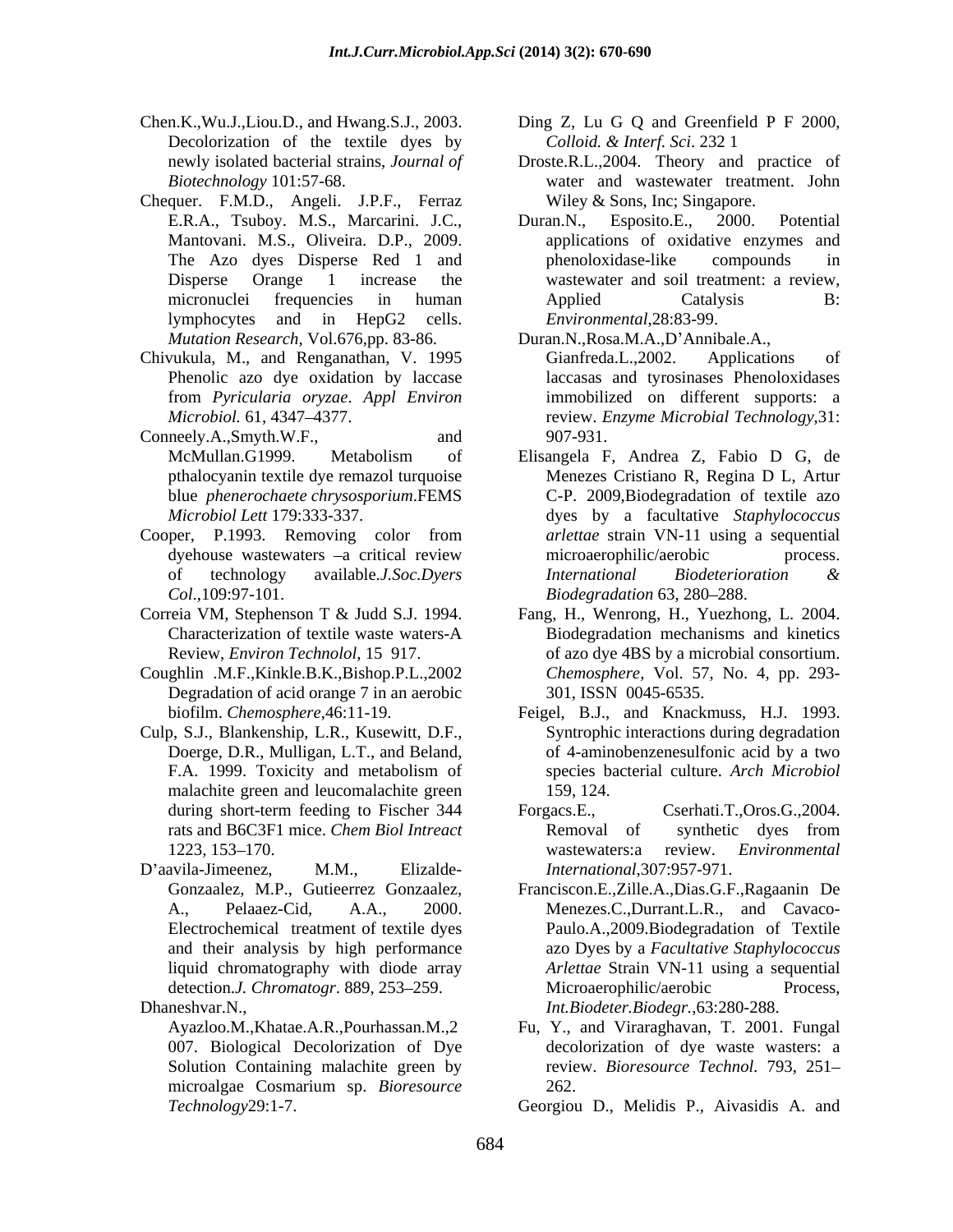Chen.K.,Wu.J.,Liou.D., and Hwang.S.J., 2003. Decolorization of the textile dyes by newly isolated bacterial strains, *Journal of Biotechnology* 101:57-68.

Chequer. F.M.D., Angeli. J.P.F., Ferraz E.R.A., Tsuboy. M.S., Marcarini. J.C., Mantovani. M.S., Oliveira. D.P., 2009. The Azo dyes Disperse Red 1 and Disperse Orange 1 increase the micronuclei frequencies in human lymphocytes and in HepG2 cells. *Mutation Research,* Vol.676,pp. 83-86.

Chivukula, M., and Renganathan, V. 1995 Phenolic azo dye oxidation by laccase from *Pyricularia oryzae*. *Appl Environ Microbiol.* 61, 4347–4377.

Conneely.A.,Smyth.W.F., and McMullan.G1999. Metabolism of pthalocyanin textile dye remazol turquoise blue *phenerochaete chrysosporium*.FEMS *Microbiol Lett* 179:333-337.

Cooper, P.1993. Removing color from dyehouse wastewaters –a critical review of technology available.*J.Soc.Dyers Col*.,109:97-101.

Correia VM, Stephenson T & Judd S.J. 1994. Characterization of textile waste waters-A Review, *Environ Technolol,* 15 917.

Coughlin .M.F.,Kinkle.B.K.,Bishop.P.L.,2002 Degradation of acid orange 7 in an aerobic biofilm. *Chemosphere*,46:11-19.

Culp, S.J., Blankenship, L.R., Kusewitt, D.F., Doerge, D.R., Mulligan, L.T., and Beland, F.A. 1999. Toxicity and metabolism of malachite green and leucomalachite green during short-term feeding to Fischer 344 rats and B6C3F1 mice. *Chem Biol Intreact* 1223, 153–170.

D'aavila-Jimeenez, M.M., Elizalde-Gonzaalez, M.P., Gutieerrez Gonzaalez, A., Pelaaez-Cid, A.A., 2000. Electrochemical treatment of textile dyes and their analysis by high performance liquid chromatography with diode array detection.*J. Chromatogr*. 889, 253–259.

Dhaneshvar.N., Ayazloo.M.,Khatae.A.R.,Pourhassan.M.,2 007. Biological Decolorization of Dye Solution Containing malachite green by microalgae Cosmarium sp. *Bioresource Technology*29:1-7.

Ding Z, Lu G Q and Greenfield P F 2000, *Colloid. & Interf. Sci*. 232 1

Droste.R.L.,2004. Theory and practice of water and wastewater treatment. John Wiley & Sons, Inc; Singapore.

Duran.N., Esposito.E., 2000. Potential applications of oxidative enzymes and phenoloxidase-like compounds in wastewater and soil treatment: a review, Applied Catalysis B: *Environmental*,28:83-99.

Duran.N.,Rosa.M.A.,D'Annibale.A., Gianfreda.L.,2002. Applications of laccasas and tyrosinases Phenoloxidases immobilized on different supports: a review. *Enzyme Microbial Technology*,31: 907-931.

Elisangela F, Andrea Z, Fabio D G, de Menezes Cristiano R, Regina D L, Artur C-P. 2009,Biodegradation of textile azo dyes by a facultative *Staphylococcus arlettae* strain VN-11 using a sequential microaerophilic/aerobic process. *International Biodeterioration & Biodegradation* 63, 280–288.

Fang, H., Wenrong, H., Yuezhong, L. 2004. Biodegradation mechanisms and kinetics of azo dye 4BS by a microbial consortium. *Chemosphere*, Vol. 57, No. 4, pp. 293-301, ISSN 0045-6535.

Feigel, B.J., and Knackmuss, H.J. 1993. Syntrophic interactions during degradation of 4-aminobenzenesulfonic acid by a two species bacterial culture. *Arch Microbiol* 159, 124.

Forgacs.E., Cserhati.T.,Oros.G.,2004. Removal of synthetic dyes from wastewaters:a review. *Environmental International*,307:957-971.

Franciscon.E.,Zille.A.,Dias.G.F.,Ragaanin De Menezes.C.,Durrant.L.R., and Cavaco-Paulo.A.,2009.Biodegradation of Textile azo Dyes by a *Facultative Staphylococcus Arlettae* Strain VN-11 using a sequential Microaerophilic/aerobic Process, *Int.Biodeter.Biodegr.*,63:280-288.

Fu, Y., and Viraraghavan, T. 2001. Fungal decolorization of dye waste wasters: a review. *Bioresource Technol.* 793, 251–262.

Georgiou D., Melidis P., Aivasidis A. and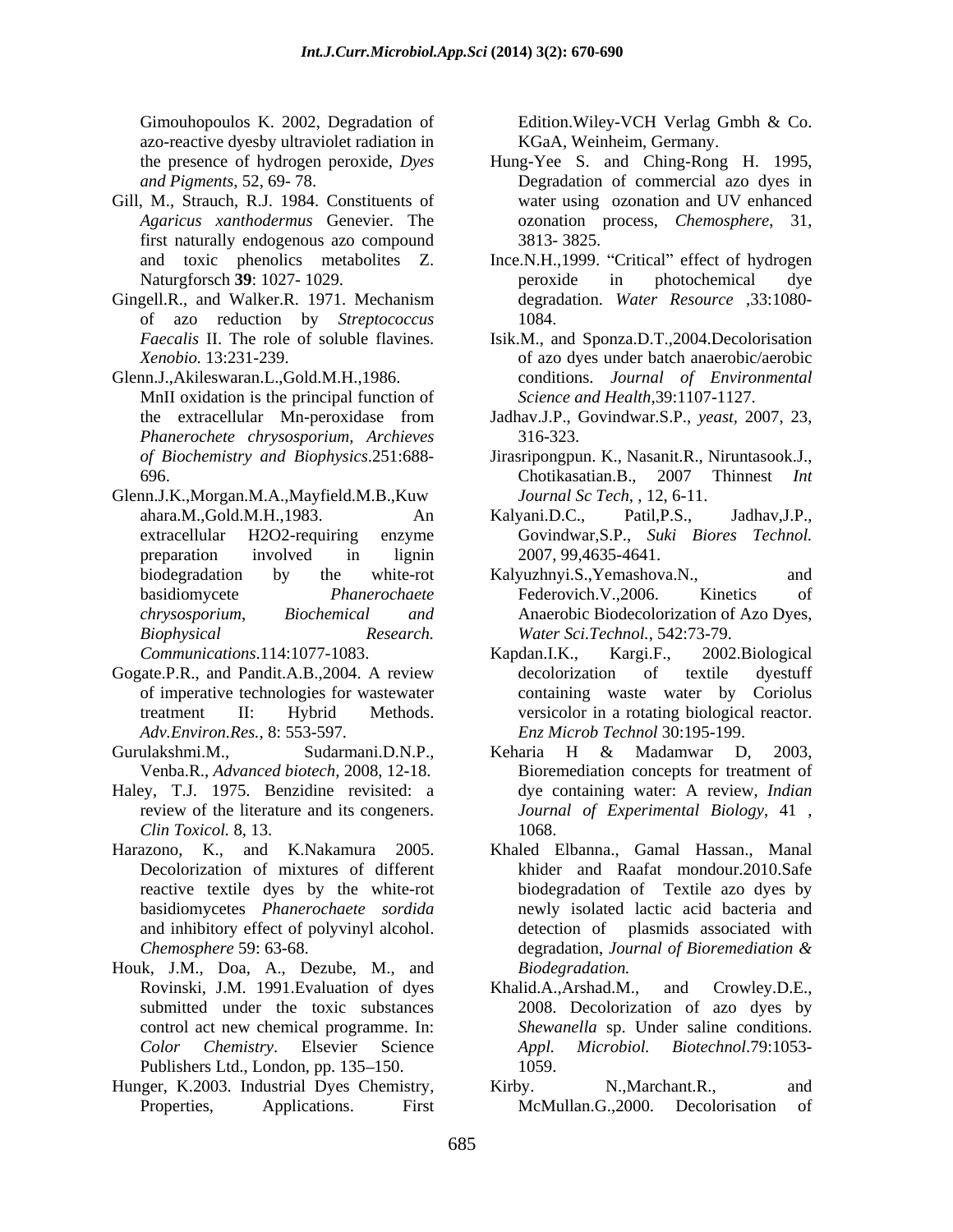Gimouhopoulos K. 2002, Degradation of azo-reactive dyesby ultraviolet radiation in the presence of hydrogen peroxide, *Dyes and Pigments*, 52, 69- 78.

Gill, M., Strauch, R.J. 1984. Constituents of *Agaricus xanthodermus* Genevier. The first naturally endogenous azo compound and toxic phenolics metabolites Z. Naturgforsch **39**: 1027- 1029.

Gingell.R., and Walker.R. 1971. Mechanism of azo reduction by *Streptococcus Faecalis* II. The role of soluble flavines. *Xenobio.* 13:231-239.

Glenn.J.,Akileswaran.L.,Gold.M.H.,1986. MnII oxidation is the principal function of the extracellular Mn-peroxidase from *Phanerochete chrysosporium, Archieves of Biochemistry and Biophysics*.251:688-696.

Glenn.J.K.,Morgan.M.A.,Mayfield.M.B.,Kuwahara.M.,Gold.M.H.,1983. An extracellular H2O2-requiring enzyme preparation involved in lignin biodegradation by the white-rot basidiomycete *Phanerochaete chrysosporium*, *Biochemical and Biophysical Research. Communications*.114:1077-1083.

Gogate.P.R., and Pandit.A.B.,2004. A review of imperative technologies for wastewater treatment II: Hybrid Methods. *Adv.Environ.Res.*, 8: 553-597.

Gurulakshmi.M., Sudarmani.D.N.P., Venba.R., *Advanced biotech*, 2008, 12-18.

Haley, T.J. 1975. Benzidine revisited: a review of the literature and its congeners. *Clin Toxicol.* 8, 13.

Harazono, K., and K.Nakamura 2005. Decolorization of mixtures of different reactive textile dyes by the white-rot basidiomycetes *Phanerochaete sordida* and inhibitory effect of polyvinyl alcohol. *Chemosphere* 59: 63-68.

Houk, J.M., Doa, A., Dezube, M., and Rovinski, J.M. 1991.Evaluation of dyes submitted under the toxic substances control act new chemical programme. In: *Color Chemistry*. Elsevier Science Publishers Ltd., London, pp. 135–150.

Hunger, K.2003. Industrial Dyes Chemistry, Properties, Applications. First Edition.Wiley-VCH Verlag Gmbh & Co. KGaA, Weinheim, Germany.

Hung-Yee S. and Ching-Rong H. 1995, Degradation of commercial azo dyes in water using ozonation and UV enhanced ozonation process, *Chemosphere*, 31, 3813- 3825.

Ince.N.H.,1999. "Critical" effect of hydrogen peroxide in photochemical dye degradation. *Water Resource* ,33:1080-1084.

Isik.M., and Sponza.D.T.,2004.Decolorisation of azo dyes under batch anaerobic/aerobic conditions. *Journal of Environmental Science and Health*,39:1107-1127.

Jadhav.J.P., Govindwar.S.P., *yeast*, 2007, 23, 316-323.

Jirasripongpun. K., Nasanit.R., Niruntasook.J., Chotikasatian.B., 2007 Thinnest *Int Journal Sc Tech*, , 12, 6-11.

Kalyani.D.C., Patil,P.S., Jadhav,J.P., Govindwar,S.P., *Suki Biores Technol.* 2007, 99,4635-4641.

Kalyuzhnyi.S.,Yemashova.N., and Federovich.V.,2006. Kinetics of Anaerobic Biodecolorization of Azo Dyes, *Water Sci.Technol.*, 542:73-79.

Kapdan.I.K., Kargi.F., 2002.Biological decolorization of textile dyestuff containing waste water by Coriolus versicolor in a rotating biological reactor. *Enz Microb Technol* 30:195-199.

Keharia H & Madamwar D, 2003, Bioremediation concepts for treatment of dye containing water: A review, *Indian Journal of Experimental Biology*, 41 , 1068.

Khaled Elbanna., Gamal Hassan., Manal khider and Raafat mondour.2010.Safe biodegradation of Textile azo dyes by newly isolated lactic acid bacteria and detection of plasmids associated with degradation, *Journal of Bioremediation & Biodegradation.*

Khalid.A.,Arshad.M., and Crowley.D.E., 2008. Decolorization of azo dyes by *Shewanella* sp. Under saline conditions. *Appl. Microbiol. Biotechnol*.79:1053-1059.

Kirby. N.,Marchant.R., and McMullan.G.,2000. Decolorisation of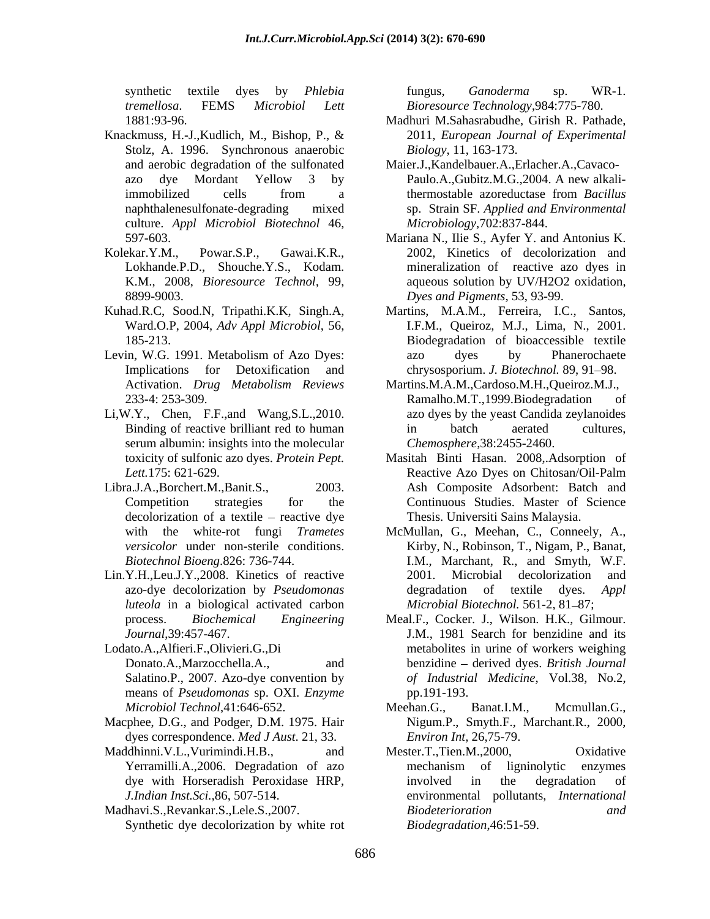synthetic textile dyes by *Phlebia tremellosa*. FEMS *Microbiol Lett* 1881:93-96.

Knackmuss, H.-J.,Kudlich, M., Bishop, P., & Stolz, A. 1996. Synchronous anaerobic and aerobic degradation of the sulfonated azo dye Mordant Yellow 3 by immobilized cells from a naphthalenesulfonate-degrading mixed culture. *Appl Microbiol Biotechnol* 46, 597-603.

Kolekar.Y.M., Powar.S.P., Gawai.K.R., Lokhande.P.D., Shouche.Y.S., Kodam. K.M., 2008, *Bioresource Technol*, 99, 8899-9003.

Kuhad.R.C, Sood.N, Tripathi.K.K, Singh.A, Ward.O.P, 2004, *Adv Appl Microbiol*, 56, 185-213.

Levin, W.G. 1991. Metabolism of Azo Dyes: Implications for Detoxification and Activation. *Drug Metabolism Reviews* 233-4: 253-309.

Li,W.Y., Chen, F.F.,and Wang,S.L.,2010. Binding of reactive brilliant red to human serum albumin: insights into the molecular toxicity of sulfonic azo dyes. *Protein Pept. Lett.*175: 621-629.

Libra.J.A.,Borchert.M.,Banit.S., 2003. Competition strategies for the decolorization of a textile – reactive dye with the white-rot fungi *Trametes versicolor* under non-sterile conditions. *Biotechnol Bioeng*.826: 736-744.

Lin.Y.H.,Leu.J.Y.,2008. Kinetics of reactive azo-dye decolorization by *Pseudomonas luteola* in a biological activated carbon process. *Biochemical Engineering Journal*,39:457-467.

Lodato.A.,Alfieri.F.,Olivieri.G.,Di Donato.A.,Marzocchella.A., and Salatino.P., 2007. Azo-dye convention by means of *Pseudomonas* sp. OXI. *Enzyme Microbiol Technol*,41:646-652.

Macphee, D.G., and Podger, D.M. 1975. Hair dyes correspondence. *Med J Aust*. 21, 33.

Maddhinni.V.L.,Vurimindi.H.B., and Yerramilli.A.,2006. Degradation of azo dye with Horseradish Peroxidase HRP, *J.Indian Inst.Sci.*,86, 507-514.

Madhavi.S.,Revankar.S.,Lele.S.,2007. Synthetic dye decolorization by white rot fungus, *Ganoderma* sp. WR-1. *Bioresource Technology*,984:775-780.

Madhuri M.Sahasrabudhe, Girish R. Pathade, 2011, *European Journal of Experimental Biology*, 11, 163-173.

Maier.J.,Kandelbauer.A.,Erlacher.A.,Cavaco-Paulo.A.,Gubitz.M.G.,2004. A new alkali-thermostable azoreductase from *Bacillus* sp. Strain SF. *Applied and Environmental Microbiology*,702:837-844.

Mariana N., Ilie S., Ayfer Y. and Antonius K. 2002, Kinetics of decolorization and mineralization of reactive azo dyes in aqueous solution by UV/H2O2 oxidation, *Dyes and Pigments*, 53, 93-99.

Martins, M.A.M., Ferreira, I.C., Santos, I.F.M., Queiroz, M.J., Lima, N., 2001. Biodegradation of bioaccessible textile azo dyes by Phanerochaete chrysosporium. *J. Biotechnol.* 89, 91–98.

Martins.M.A.M.,Cardoso.M.H.,Queiroz.M.J., Ramalho.M.T.,1999.Biodegradation of azo dyes by the yeast Candida zeylanoides in batch aerated cultures, *Chemosphere*,38:2455-2460.

Masitah Binti Hasan. 2008,.Adsorption of Reactive Azo Dyes on Chitosan/Oil-Palm Ash Composite Adsorbent: Batch and Continuous Studies. Master of Science Thesis. Universiti Sains Malaysia.

McMullan, G., Meehan, C., Conneely, A., Kirby, N., Robinson, T., Nigam, P., Banat, I.M., Marchant, R., and Smyth, W.F. 2001. Microbial decolorization and degradation of textile dyes. *Appl Microbial Biotechnol.* 561-2, 81–87;

Meal.F., Cocker. J., Wilson. H.K., Gilmour. J.M., 1981 Search for benzidine and its metabolites in urine of workers weighing benzidine – derived dyes. *British Journal of Industrial Medicine*, Vol.38, No.2, pp.191-193.

Meehan.G., Banat.I.M., Mcmullan.G., Nigum.P., Smyth.F., Marchant.R., 2000, *Environ Int*, 26,75-79.

Mester.T.,Tien.M.,2000, Oxidative mechanism of ligninolytic enzymes involved in the degradation of environmental pollutants, *International Biodeterioration and Biodegradation*,46:51-59.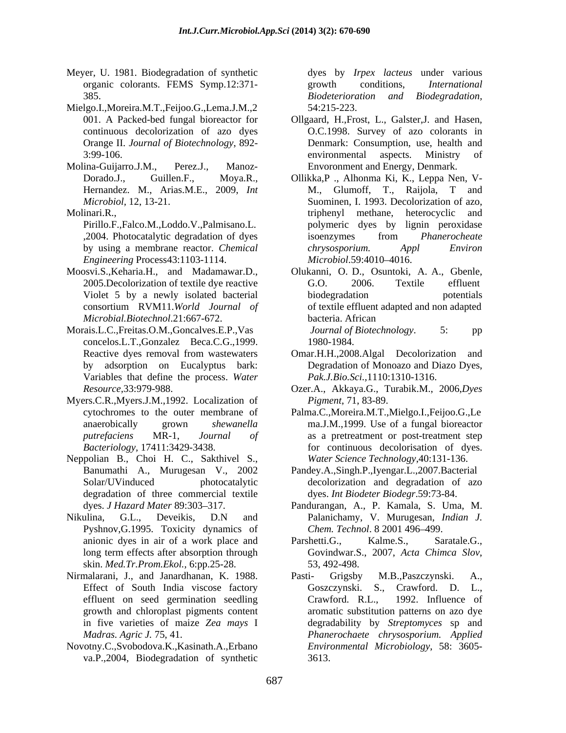Meyer, U. 1981. Biodegradation of synthetic organic colorants. FEMS Symp.12:371-385.

Mielgo.I.,Moreira.M.T.,Feijoo.G.,Lema.J.M.,2001. A Packed-bed fungal bioreactor for continuous decolorization of azo dyes Orange II. *Journal of Biotechnology*, 892-3:99-106.

Molina-Guijarro.J.M., Perez.J., Manoz-Dorado.J., Guillen.F., Moya.R., Hernandez. M., Arias.M.E., 2009, *Int Microbiol*, 12, 13-21.

Molinari.R., Pirillo.F.,Falco.M.,Loddo.V.,Palmisano.L.,2004. Photocatalytic degradation of dyes by using a membrane reactor. *Chemical Engineering* Process43:1103-1114.

Moosvi.S.,Keharia.H., and Madamawar.D., 2005.Decolorization of textile dye reactive Violet 5 by a newly isolated bacterial consortium RVM11.*World Journal of Microbial.Biotechnol*.21:667-672.

Morais.L.C.,Freitas.O.M.,Goncalves.E.P.,Vasconcelos.L.T.,Gonzalez Beca.C.G.,1999. Reactive dyes removal from wastewaters by adsorption on Eucalyptus bark: Variables that define the process. *Water Resource*,33:979-988.

Myers.C.R.,Myers.J.M.,1992. Localization of cytochromes to the outer membrane of anaerobically grown *shewanella putrefaciens* MR-1, *Journal of Bacteriology*, 17411:3429-3438.

Neppolian B., Choi H. C., Sakthivel S., Banumathi A., Murugesan V., 2002 Solar/UVinduced photocatalytic degradation of three commercial textile dyes. *J Hazard Mater* 89:303–317.

Nikulina, G.L., Deveikis, D.N and Pyshnov,G.1995. Toxicity dynamics of anionic dyes in air of a work place and long term effects after absorption through skin. *Med.Tr.Prom.Ekol.*, 6:pp.25-28.

Nirmalarani, J., and Janardhanan, K. 1988. Effect of South India viscose factory effluent on seed germination seedling growth and chloroplast pigments content in five varieties of maize *Zea mays* I *Madras. Agric J.* 75, 41.

Novotny.C.,Svobodova.K.,Kasinath.A.,Erbanova.P.,2004, Biodegradation of synthetic dyes by *Irpex lacteus* under various growth conditions, *International Biodeterioration and Biodegradation*, 54:215-223.

Ollgaard, H.,Frost, L., Galster,J. and Hasen, O.C.1998. Survey of azo colorants in Denmark: Consumption, use, health and environmental aspects. Ministry of Envoronment and Energy, Denmark.

Ollikka,P ., Alhonma Ki, K., Leppa Nen, V-M., Glumoff, T., Raijola, T and Suominen, I. 1993. Decolorization of azo, triphenyl methane, heterocyclic and polymeric dyes by lignin peroxidase isoenzymes from *Phanerocheate chrysosporium. Appl Environ Microbiol*.59:4010–4016.

Olukanni, O. D., Osuntoki, A. A., Gbenle, G.O. 2006. Textile effluent biodegradation potentials of textile effluent adapted and non adapted bacteria. African *Journal of Biotechnology*. 5: pp 1980-1984.

Omar.H.H.,2008.Algal Decolorization and Degradation of Monoazo and Diazo Dyes, *Pak.J.Bio.Sci.*,1110:1310-1316.

Ozer.A., Akkaya.G., Turabik.M., 2006,*Dyes Pigment*, 71, 83-89.

Palma.C.,Moreira.M.T.,Mielgo.I.,Feijoo.G.,Lema.J.M.,1999. Use of a fungal bioreactor as a pretreatment or post-treatment step for continuous decolorisation of dyes. *Water Science Technology*,40:131-136.

Pandey.A.,Singh.P.,Iyengar.L.,2007.Bacterial decolorization and degradation of azo dyes. *Int Biodeter Biodegr*.59:73-84.

Pandurangan, A., P. Kamala, S. Uma, M. Palanichamy, V. Murugesan, *Indian J. Chem. Technol*. 8 2001 496–499.

Parshetti.G., Kalme.S., Saratale.G., Govindwar.S., 2007, *Acta Chimca Slov*, 53, 492-498.

Pasti- Grigsby M.B.,Paszczynski. A., Goszczynski. S., Crawford. D. L., Crawford. R.L., 1992. Influence of aromatic substitution patterns on azo dye degradability by *Streptomyces* sp and *Phanerochaete chrysosporium. Applied Environmental Microbiology*, 58: 3605-3613.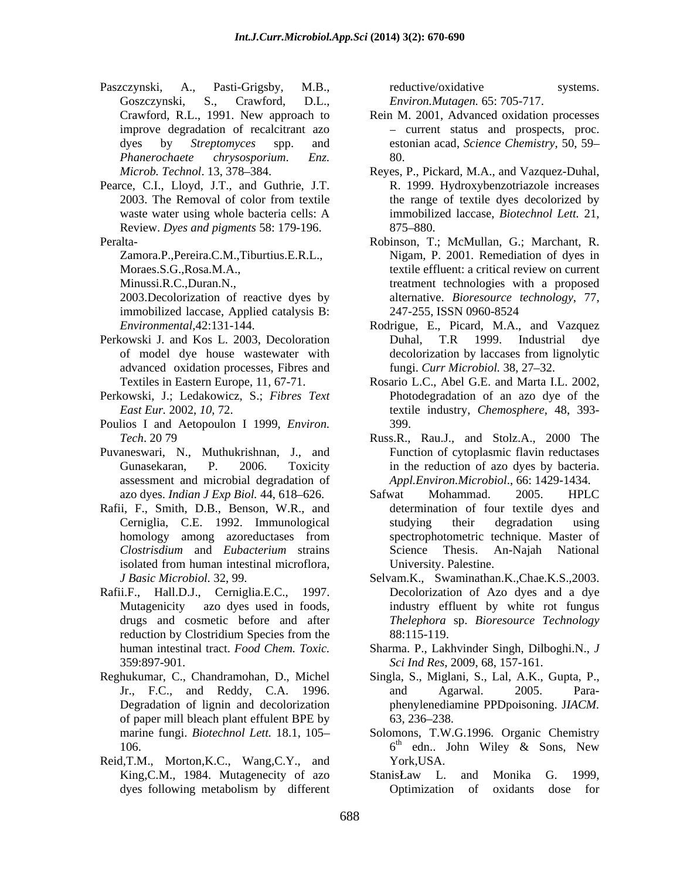Paszczynski, A., Pasti-Grigsby, M.B., Goszczynski, S., Crawford, D.L., Crawford, R.L., 1991. New approach to improve degradation of recalcitrant azo dyes by *Streptomyces* spp. and *Phanerochaete chrysosporium*. *Enz. Microb. Technol*. 13, 378–384.

Pearce, C.I., Lloyd, J.T., and Guthrie, J.T. 2003. The Removal of color from textile waste water using whole bacteria cells: A Review. *Dyes and pigments* 58: 179-196.

Peralta-Zamora.P.,Pereira.C.M.,Tiburtius.E.R.L., Moraes.S.G.,Rosa.M.A., Minussi.R.C.,Duran.N., 2003.Decolorization of reactive dyes by immobilized laccase, Applied catalysis B: *Environmental*,42:131-144.

Perkowski J. and Kos L. 2003, Decoloration of model dye house wastewater with advanced oxidation processes, Fibres and Textiles in Eastern Europe, 11, 67-71.

Perkowski, J.; Ledakowicz, S.; *Fibres Text East Eur.* 2002, *10*, 72.

Poulios I and Aetopoulon I 1999, *Environ. Tech*. 20 79

Puvaneswari, N., Muthukrishnan, J., and Gunasekaran, P. 2006. Toxicity assessment and microbial degradation of azo dyes. *Indian J Exp Biol.* 44, 618–626.

Rafii, F., Smith, D.B., Benson, W.R., and Cerniglia, C.E. 1992. Immunological homology among azoreductases from *Clostrisdium* and *Eubacterium* strains isolated from human intestinal microflora, *J Basic Microbiol.* 32, 99.

Rafii.F., Hall.D.J., Cerniglia.E.C., 1997. Mutagenicity azo dyes used in foods, drugs and cosmetic before and after reduction by Clostridium Species from the human intestinal tract. *Food Chem. Toxic.* 359:897-901.

Reghukumar, C., Chandramohan, D., Michel Jr., F.C., and Reddy, C.A. 1996. Degradation of lignin and decolorization of paper mill bleach plant effulent BPE by marine fungi. *Biotechnol Lett.* 18.1, 105–106.

Reid,T.M., Morton,K.C., Wang,C.Y., and King,C.M., 1984. Mutagenecity of azo dyes following metabolism by different reductive/oxidative systems. *Environ.Mutagen.* 65: 705-717.

Rein M. 2001, Advanced oxidation processes – current status and prospects, proc. estonian acad, *Science Chemistry*, 50, 59–80.

Reyes, P., Pickard, M.A., and Vazquez-Duhal, R. 1999. Hydroxybenzotriazole increases the range of textile dyes decolorized by immobilized laccase, *Biotechnol Lett.* 21, 875–880.

Robinson, T.; McMullan, G.; Marchant, R. Nigam, P. 2001. Remediation of dyes in textile effluent: a critical review on current treatment technologies with a proposed alternative. *Bioresource technology*, 77, 247-255, ISSN 0960-8524

Rodrigue, E., Picard, M.A., and Vazquez Duhal, T.R 1999. Industrial dye decolorization by laccases from lignolytic fungi. *Curr Microbiol.* 38, 27–32.

Rosario L.C., Abel G.E. and Marta I.L. 2002, Photodegradation of an azo dye of the textile industry, *Chemosphere*, 48, 393-399.

Russ.R., Rau.J., and Stolz.A., 2000 The Function of cytoplasmic flavin reductases in the reduction of azo dyes by bacteria. *Appl.Environ.Microbiol*., 66: 1429-1434.

Safwat Mohammad. 2005. HPLC determination of four textile dyes and studying their degradation using spectrophotometric technique. Master of Science Thesis. An-Najah National University. Palestine.

Selvam.K., Swaminathan.K.,Chae.K.S.,2003. Decolorization of Azo dyes and a dye industry effluent by white rot fungus *Thelephora* sp. *Bioresource Technology* 88:115-119.

Sharma. P., Lakhvinder Singh, Dilboghi.N., *J Sci Ind Res*, 2009, 68, 157-161.

Singla, S., Miglani, S., Lal, A.K., Gupta, P., and Agarwal. 2005. Para-phenylenediamine PPDpoisoning. J*IACM.* 63, 236–238.

Solomons, T.W.G.1996. Organic Chemistry 6th edn.. John Wiley & Sons, New York,USA.

StanisŁaw L. and Monika G. 1999, Optimization of oxidants dose for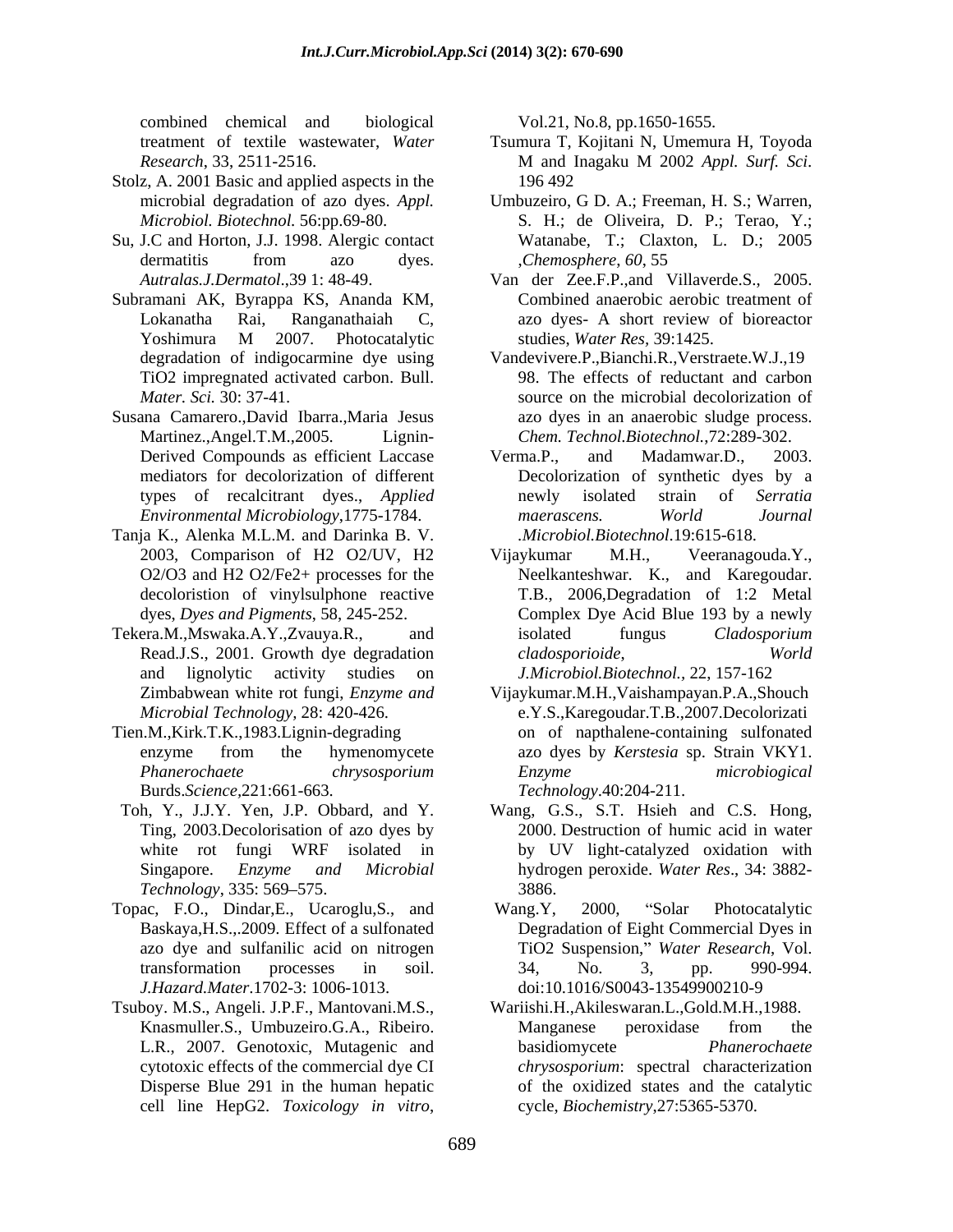combined chemical and biological treatment of textile wastewater, *Water Research*, 33, 2511-2516.

Stolz, A. 2001 Basic and applied aspects in the microbial degradation of azo dyes. *Appl. Microbiol. Biotechnol.* 56:pp.69-80.

Su, J.C and Horton, J.J. 1998. Alergic contact dermatitis from azo dyes. *Autralas.J.Dermatol*.,39 1: 48-49.

Subramani AK, Byrappa KS, Ananda KM, Lokanatha Rai, Ranganathaiah C, Yoshimura M 2007. Photocatalytic degradation of indigocarmine dye using TiO2 impregnated activated carbon. Bull. *Mater. Sci.* 30: 37-41.

Susana Camarero.,David Ibarra.,Maria Jesus Martinez.,Angel.T.M.,2005. Lignin-Derived Compounds as efficient Laccase mediators for decolorization of different types of recalcitrant dyes., *Applied Environmental Microbiology*,1775-1784.

Tanja K., Alenka M.L.M. and Darinka B. V. 2003, Comparison of H2 O2/UV, H2 O2/O3 and H2 O2/Fe2+ processes for the decoloristion of vinylsulphone reactive dyes, *Dyes and Pigments*, 58, 245-252.

Tekera.M.,Mswaka.A.Y.,Zvauya.R., and Read.J.S., 2001. Growth dye degradation and lignolytic activity studies on Zimbabwean white rot fungi, *Enzyme and Microbial Technology*, 28: 420-426.

Tien.M.,Kirk.T.K.,1983.Lignin-degrading enzyme from the hymenomycete *Phanerochaete chrysosporium* Burds.*Science*,221:661-663.

Toh, Y., J.J.Y. Yen, J.P. Obbard, and Y. Ting, 2003.Decolorisation of azo dyes by white rot fungi WRF isolated in Singapore. *Enzyme and Microbial Technology*, 335: 569–575.

Topac, F.O., Dindar,E., Ucaroglu,S., and Baskaya,H.S.,.2009. Effect of a sulfonated azo dye and sulfanilic acid on nitrogen transformation processes in soil. *J.Hazard.Mater*.1702-3: 1006-1013.

Tsuboy. M.S., Angeli. J.P.F., Mantovani.M.S., Knasmuller.S., Umbuzeiro.G.A., Ribeiro. L.R., 2007. Genotoxic, Mutagenic and cytotoxic effects of the commercial dye CI Disperse Blue 291 in the human hepatic cell line HepG2. *Toxicology in vitro*, Vol.21, No.8, pp.1650-1655.

Tsumura T, Kojitani N, Umemura H, Toyoda M and Inagaku M 2002 *Appl. Surf. Sci*. 196 492

Umbuzeiro, G D. A.; Freeman, H. S.; Warren, S. H.; de Oliveira, D. P.; Terao, Y.; Watanabe, T.; Claxton, L. D.; 2005 ,*Chemosphere*, *60*, 55

Van der Zee.F.P.,and Villaverde.S., 2005. Combined anaerobic aerobic treatment of azo dyes- A short review of bioreactor studies, *Water Res*, 39:1425.

Vandevivere.P.,Bianchi.R.,Verstraete.W.J.,1998. The effects of reductant and carbon source on the microbial decolorization of azo dyes in an anaerobic sludge process. *Chem. Technol.Biotechnol.*,72:289-302.

Verma.P., and Madamwar.D., 2003. Decolorization of synthetic dyes by a newly isolated strain of *Serratia maerascens. World Journal .Microbiol.Biotechnol*.19:615-618.

Vijaykumar M.H., Veeranagouda.Y., Neelkanteshwar. K., and Karegoudar. T.B., 2006,Degradation of 1:2 Metal Complex Dye Acid Blue 193 by a newly isolated fungus *Cladosporium cladosporioide*, *World J.Microbiol.Biotechnol.*, 22, 157-162

Vijaykumar.M.H.,Vaishampayan.P.A.,Shouche.Y.S.,Karegoudar.T.B.,2007.Decolorization of napthalene-containing sulfonated azo dyes by *Kerstesia* sp. Strain VKY1. *Enzyme microbiogical Technology*.40:204-211.

Wang, G.S., S.T. Hsieh and C.S. Hong, 2000. Destruction of humic acid in water by UV light-catalyzed oxidation with hydrogen peroxide. *Water Res*., 34: 3882-3886.

Wang.Y, 2000, "Solar Photocatalytic Degradation of Eight Commercial Dyes in TiO2 Suspension," *Water Research*, Vol. 34, No. 3, pp. 990-994. doi:10.1016/S0043-13549900210-9

Wariishi.H.,Akileswaran.L.,Gold.M.H.,1988. Manganese peroxidase from the basidiomycete *Phanerochaete chrysosporium*: spectral characterization of the oxidized states and the catalytic cycle, *Biochemistry*,27:5365-5370.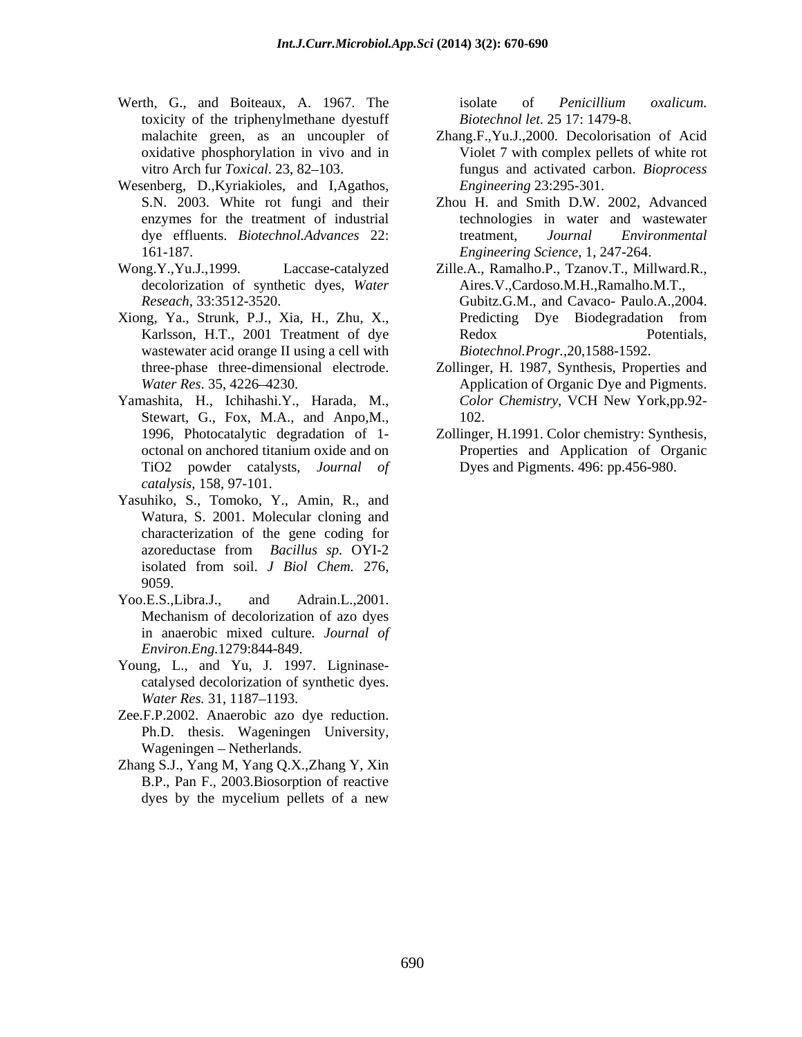Werth, G., and Boiteaux, A. 1967. The toxicity of the triphenylmethane dyestuff malachite green, as an uncoupler of oxidative phosphorylation in vivo and in vitro Arch fur *Toxical*. 23, 82–103.

Wesenberg, D.,Kyriakioles, and I,Agathos, S.N. 2003. White rot fungi and their enzymes for the treatment of industrial dye effluents. *Biotechnol.Advances* 22: 161-187.

Wong.Y.,Yu.J.,1999. Laccase-catalyzed decolorization of synthetic dyes, *Water Reseach*, 33:3512-3520.

Xiong, Ya., Strunk, P.J., Xia, H., Zhu, X., Karlsson, H.T., 2001 Treatment of dye wastewater acid orange II using a cell with three-phase three-dimensional electrode. *Water Res.* 35, 4226–4230.

Yamashita, H., Ichihashi.Y., Harada, M., Stewart, G., Fox, M.A., and Anpo,M., 1996, Photocatalytic degradation of 1-octonal on anchored titanium oxide and on TiO2 powder catalysts, *Journal of catalysis*, 158, 97-101.

Yasuhiko, S., Tomoko, Y., Amin, R., and Watura, S. 2001. Molecular cloning and characterization of the gene coding for azoreductase from *Bacillus sp.* OYI-2 isolated from soil. *J Biol Chem.* 276, 9059.

Yoo.E.S.,Libra.J., and Adrain.L.,2001. Mechanism of decolorization of azo dyes in anaerobic mixed culture. *Journal of Environ.Eng.*1279:844-849.

Young, L., and Yu, J. 1997. Ligninase-catalysed decolorization of synthetic dyes. *Water Res.* 31, 1187–1193.

Zee.F.P.2002. Anaerobic azo dye reduction. Ph.D. thesis. Wageningen University, Wageningen – Netherlands.

Zhang S.J., Yang M, Yang Q.X.,Zhang Y, Xin B.P., Pan F., 2003.Biosorption of reactive dyes by the mycelium pellets of a new isolate of *Penicillium oxalicum. Biotechnol let*. 25 17: 1479-8.

Zhang.F.,Yu.J.,2000. Decolorisation of Acid Violet 7 with complex pellets of white rot fungus and activated carbon. *Bioprocess Engineering* 23:295-301.

Zhou H. and Smith D.W. 2002, Advanced technologies in water and wastewater treatment, *Journal Environmental Engineering Science*, 1, 247-264.

Zille.A., Ramalho.P., Tzanov.T., Millward.R., Aires.V.,Cardoso.M.H.,Ramalho.M.T., Gubitz.G.M., and Cavaco- Paulo.A.,2004. Predicting Dye Biodegradation from Redox Potentials, *Biotechnol.Progr.*,20,1588-1592.

Zollinger, H. 1987, Synthesis, Properties and Application of Organic Dye and Pigments. *Color Chemistry*, VCH New York,pp.92-102.

Zollinger, H.1991. Color chemistry: Synthesis, Properties and Application of Organic Dyes and Pigments. 496: pp.456-980.